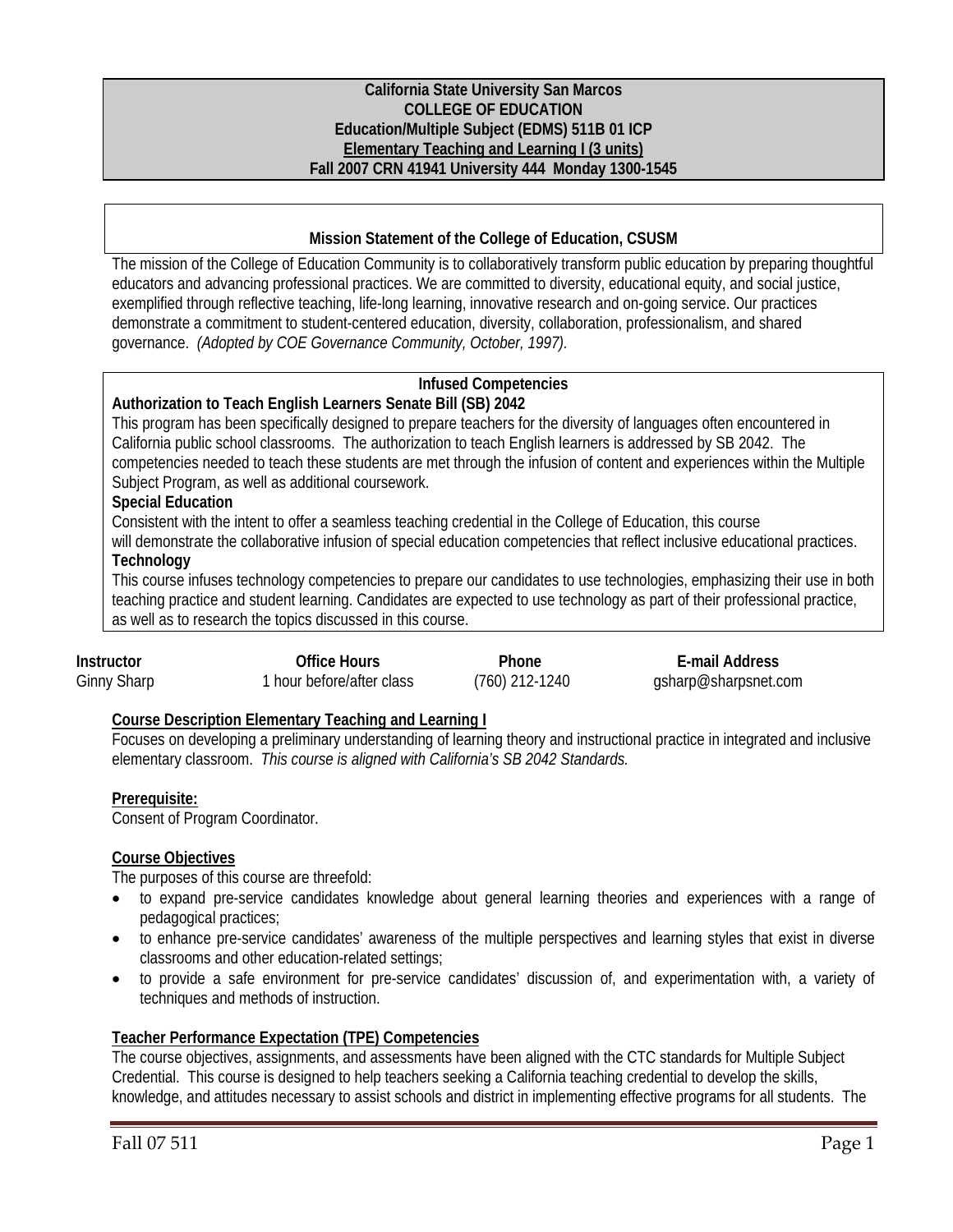**California State University San Marcos**
**COLLEGE OF EDUCATION**
**Education/Multiple Subject (EDMS) 511B 01 ICP**
**Elementary Teaching and Learning I (3 units)**
**Fall 2007 CRN 41941 University 444 Monday 1300-1545**

## Mission Statement of the College of Education, CSUSM

The mission of the College of Education Community is to collaboratively transform public education by preparing thoughtful educators and advancing professional practices. We are committed to diversity, educational equity, and social justice, exemplified through reflective teaching, life-long learning, innovative research and on-going service. Our practices demonstrate a commitment to student-centered education, diversity, collaboration, professionalism, and shared governance. *(Adopted by COE Governance Community, October, 1997).*

## Infused Competencies

**Authorization to Teach English Learners Senate Bill (SB) 2042**

This program has been specifically designed to prepare teachers for the diversity of languages often encountered in California public school classrooms. The authorization to teach English learners is addressed by SB 2042. The competencies needed to teach these students are met through the infusion of content and experiences within the Multiple Subject Program, as well as additional coursework.

**Special Education**

Consistent with the intent to offer a seamless teaching credential in the College of Education, this course will demonstrate the collaborative infusion of special education competencies that reflect inclusive educational practices.

**Technology**

This course infuses technology competencies to prepare our candidates to use technologies, emphasizing their use in both teaching practice and student learning. Candidates are expected to use technology as part of their professional practice, as well as to research the topics discussed in this course.

| Instructor | Office Hours | Phone | E-mail Address |
|---|---|---|---|
| Ginny Sharp | 1 hour before/after class | (760) 212-1240 | gsharp@sharpsnet.com |

**Course Description Elementary Teaching and Learning I**

Focuses on developing a preliminary understanding of learning theory and instructional practice in integrated and inclusive elementary classroom. *This course is aligned with California's SB 2042 Standards.*

**Prerequisite:**

Consent of Program Coordinator.

**Course Objectives**

The purposes of this course are threefold:

- to expand pre-service candidates knowledge about general learning theories and experiences with a range of pedagogical practices;
- to enhance pre-service candidates' awareness of the multiple perspectives and learning styles that exist in diverse classrooms and other education-related settings;
- to provide a safe environment for pre-service candidates' discussion of, and experimentation with, a variety of techniques and methods of instruction.

**Teacher Performance Expectation (TPE) Competencies**

The course objectives, assignments, and assessments have been aligned with the CTC standards for Multiple Subject Credential. This course is designed to help teachers seeking a California teaching credential to develop the skills, knowledge, and attitudes necessary to assist schools and district in implementing effective programs for all students. The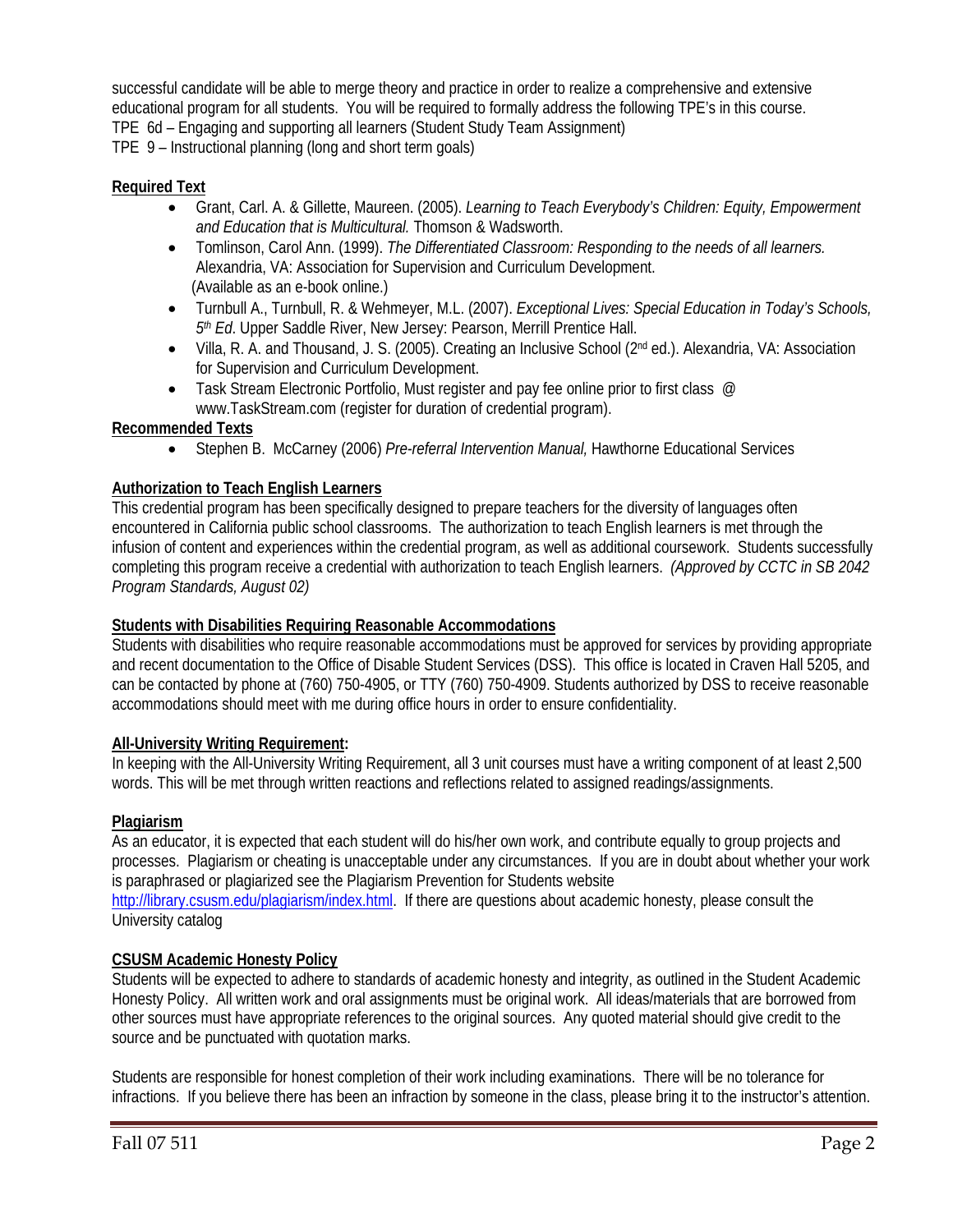successful candidate will be able to merge theory and practice in order to realize a comprehensive and extensive educational program for all students. You will be required to formally address the following TPE's in this course.
TPE 6d – Engaging and supporting all learners (Student Study Team Assignment)
TPE 9 – Instructional planning (long and short term goals)

**Required Text**

- Grant, Carl. A. & Gillette, Maureen. (2005). *Learning to Teach Everybody's Children: Equity, Empowerment and Education that is Multicultural.* Thomson & Wadsworth.
- Tomlinson, Carol Ann. (1999). *The Differentiated Classroom: Responding to the needs of all learners.* Alexandria, VA: Association for Supervision and Curriculum Development. (Available as an e-book online.)
- Turnbull A., Turnbull, R. & Wehmeyer, M.L. (2007). *Exceptional Lives: Special Education in Today's Schools, 5th Ed*. Upper Saddle River, New Jersey: Pearson, Merrill Prentice Hall.
- Villa, R. A. and Thousand, J. S. (2005). Creating an Inclusive School (2nd ed.). Alexandria, VA: Association for Supervision and Curriculum Development.
- Task Stream Electronic Portfolio, Must register and pay fee online prior to first class @ www.TaskStream.com (register for duration of credential program).

**Recommended Texts**

- Stephen B. McCarney (2006) *Pre-referral Intervention Manual,* Hawthorne Educational Services

**Authorization to Teach English Learners**

This credential program has been specifically designed to prepare teachers for the diversity of languages often encountered in California public school classrooms. The authorization to teach English learners is met through the infusion of content and experiences within the credential program, as well as additional coursework. Students successfully completing this program receive a credential with authorization to teach English learners. *(Approved by CCTC in SB 2042 Program Standards, August 02)*

**Students with Disabilities Requiring Reasonable Accommodations**

Students with disabilities who require reasonable accommodations must be approved for services by providing appropriate and recent documentation to the Office of Disable Student Services (DSS). This office is located in Craven Hall 5205, and can be contacted by phone at (760) 750-4905, or TTY (760) 750-4909. Students authorized by DSS to receive reasonable accommodations should meet with me during office hours in order to ensure confidentiality.

**All-University Writing Requirement:**

In keeping with the All-University Writing Requirement, all 3 unit courses must have a writing component of at least 2,500 words. This will be met through written reactions and reflections related to assigned readings/assignments.

**Plagiarism**

As an educator, it is expected that each student will do his/her own work, and contribute equally to group projects and processes. Plagiarism or cheating is unacceptable under any circumstances. If you are in doubt about whether your work is paraphrased or plagiarized see the Plagiarism Prevention for Students website http://library.csusm.edu/plagiarism/index.html. If there are questions about academic honesty, please consult the University catalog

**CSUSM Academic Honesty Policy**

Students will be expected to adhere to standards of academic honesty and integrity, as outlined in the Student Academic Honesty Policy. All written work and oral assignments must be original work. All ideas/materials that are borrowed from other sources must have appropriate references to the original sources. Any quoted material should give credit to the source and be punctuated with quotation marks.

Students are responsible for honest completion of their work including examinations. There will be no tolerance for infractions. If you believe there has been an infraction by someone in the class, please bring it to the instructor's attention.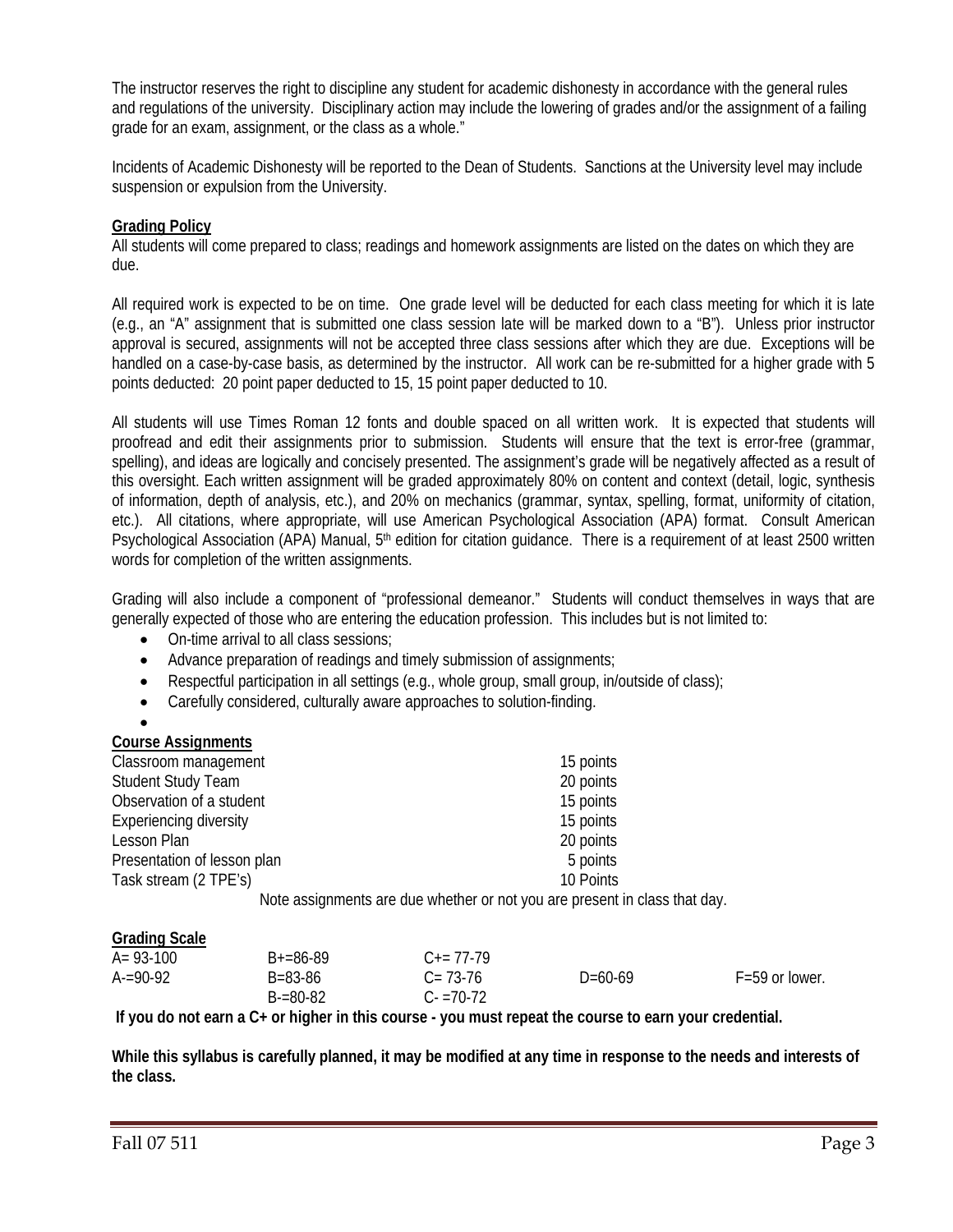The instructor reserves the right to discipline any student for academic dishonesty in accordance with the general rules and regulations of the university. Disciplinary action may include the lowering of grades and/or the assignment of a failing grade for an exam, assignment, or the class as a whole."

Incidents of Academic Dishonesty will be reported to the Dean of Students. Sanctions at the University level may include suspension or expulsion from the University.

**Grading Policy**

All students will come prepared to class; readings and homework assignments are listed on the dates on which they are due.

All required work is expected to be on time. One grade level will be deducted for each class meeting for which it is late (e.g., an "A" assignment that is submitted one class session late will be marked down to a "B"). Unless prior instructor approval is secured, assignments will not be accepted three class sessions after which they are due. Exceptions will be handled on a case-by-case basis, as determined by the instructor. All work can be re-submitted for a higher grade with 5 points deducted: 20 point paper deducted to 15, 15 point paper deducted to 10.

All students will use Times Roman 12 fonts and double spaced on all written work. It is expected that students will proofread and edit their assignments prior to submission. Students will ensure that the text is error-free (grammar, spelling), and ideas are logically and concisely presented. The assignment's grade will be negatively affected as a result of this oversight. Each written assignment will be graded approximately 80% on content and context (detail, logic, synthesis of information, depth of analysis, etc.), and 20% on mechanics (grammar, syntax, spelling, format, uniformity of citation, etc.). All citations, where appropriate, will use American Psychological Association (APA) format. Consult American Psychological Association (APA) Manual, 5th edition for citation guidance. There is a requirement of at least 2500 written words for completion of the written assignments.

Grading will also include a component of "professional demeanor." Students will conduct themselves in ways that are generally expected of those who are entering the education profession. This includes but is not limited to:

- On-time arrival to all class sessions;
- Advance preparation of readings and timely submission of assignments;
- Respectful participation in all settings (e.g., whole group, small group, in/outside of class);
- Carefully considered, culturally aware approaches to solution-finding.

**Course Assignments**

| | |
|---|---|
| Classroom management | 15 points |
| Student Study Team | 20 points |
| Observation of a student | 15 points |
| Experiencing diversity | 15 points |
| Lesson Plan | 20 points |
| Presentation of lesson plan | 5 points |
| Task stream (2 TPE's) | 10 Points |

Note assignments are due whether or not you are present in class that day.

**Grading Scale**

| | | | | |
|---|---|---|---|---|
| A= 93-100 | B+=86-89 | C+= 77-79 | | |
| A-=90-92 | B=83-86 | C= 73-76 | D=60-69 | F=59 or lower. |
| | B-=80-82 | C- =70-72 | | |

**If you do not earn a C+ or higher in this course - you must repeat the course to earn your credential.**

**While this syllabus is carefully planned, it may be modified at any time in response to the needs and interests of the class.**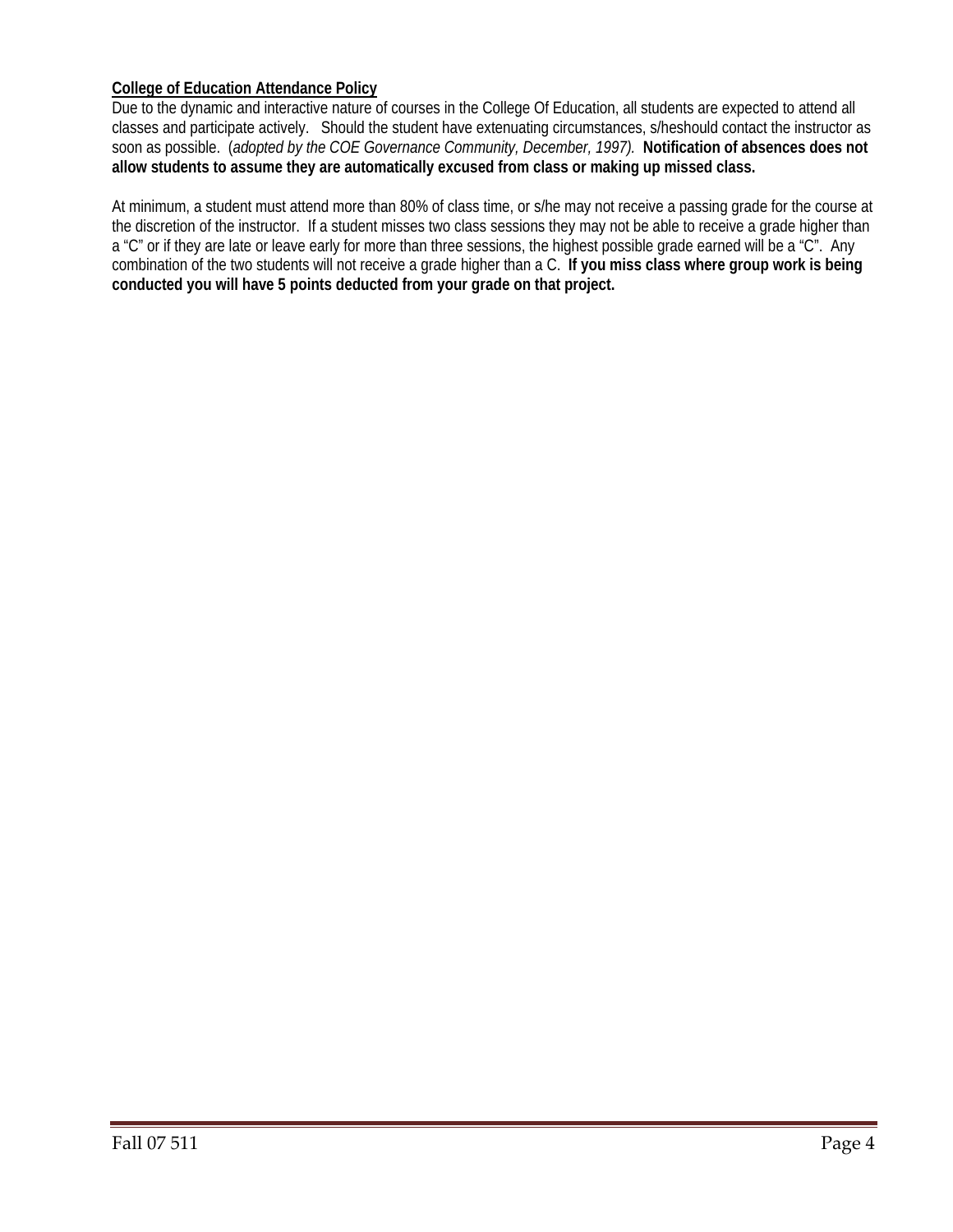**<u>College of Education Attendance Policy</u>**

Due to the dynamic and interactive nature of courses in the College Of Education, all students are expected to attend all classes and participate actively. Should the student have extenuating circumstances, s/heshould contact the instructor as soon as possible. (*adopted by the COE Governance Community, December, 1997).* **Notification of absences does not allow students to assume they are automatically excused from class or making up missed class.**

At minimum, a student must attend more than 80% of class time, or s/he may not receive a passing grade for the course at the discretion of the instructor. If a student misses two class sessions they may not be able to receive a grade higher than a "C" or if they are late or leave early for more than three sessions, the highest possible grade earned will be a "C". Any combination of the two students will not receive a grade higher than a C. **If you miss class where group work is being conducted you will have 5 points deducted from your grade on that project.**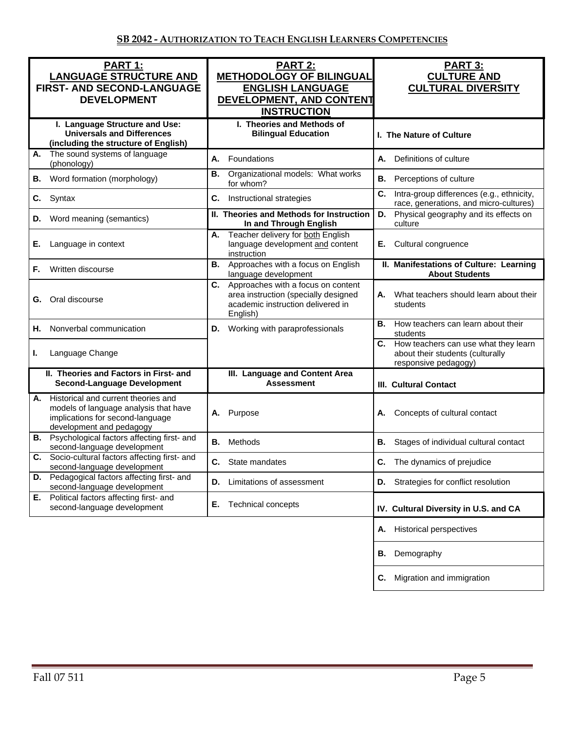## SB 2042 - Authorization to Teach English Learners Competencies

| PART 1: LANGUAGE STRUCTURE AND FIRST- AND SECOND-LANGUAGE DEVELOPMENT | PART 2: METHODOLOGY OF BILINGUAL ENGLISH LANGUAGE DEVELOPMENT, AND CONTENT INSTRUCTION | PART 3: CULTURE AND CULTURAL DIVERSITY |
|---|---|---|
| **I. Language Structure and Use: Universals and Differences (including the structure of English)** | **I. Theories and Methods of Bilingual Education** | **I. The Nature of Culture** |
| **A.** The sound systems of language (phonology) | **A.** Foundations | **A.** Definitions of culture |
| **B.** Word formation (morphology) | **B.** Organizational models: What works for whom? | **B.** Perceptions of culture |
| **C.** Syntax | **C.** Instructional strategies | **C.** Intra-group differences (e.g., ethnicity, race, generations, and micro-cultures) |
| **D.** Word meaning (semantics) | **II. Theories and Methods for Instruction In and Through English** | **D.** Physical geography and its effects on culture |
| **E.** Language in context | **A.** Teacher delivery for both English language development and content instruction | **E.** Cultural congruence |
| **F.** Written discourse | **B.** Approaches with a focus on English language development | **II. Manifestations of Culture: Learning About Students** |
| **G.** Oral discourse | **C.** Approaches with a focus on content area instruction (specially designed academic instruction delivered in English) | **A.** What teachers should learn about their students |
| **H.** Nonverbal communication | **D.** Working with paraprofessionals | **B.** How teachers can learn about their students |
| **I.** Language Change | | **C.** How teachers can use what they learn about their students (culturally responsive pedagogy) |
| **II. Theories and Factors in First- and Second-Language Development** | **III. Language and Content Area Assessment** | **III. Cultural Contact** |
| **A.** Historical and current theories and models of language analysis that have implications for second-language development and pedagogy | **A.** Purpose | **A.** Concepts of cultural contact |
| **B.** Psychological factors affecting first- and second-language development | **B.** Methods | **B.** Stages of individual cultural contact |
| **C.** Socio-cultural factors affecting first- and second-language development | **C.** State mandates | **C.** The dynamics of prejudice |
| **D.** Pedagogical factors affecting first- and second-language development | **D.** Limitations of assessment | **D.** Strategies for conflict resolution |
| **E.** Political factors affecting first- and second-language development | **E.** Technical concepts | **IV. Cultural Diversity in U.S. and CA** |
| | | **A.** Historical perspectives |
| | | **B.** Demography |
| | | **C.** Migration and immigration |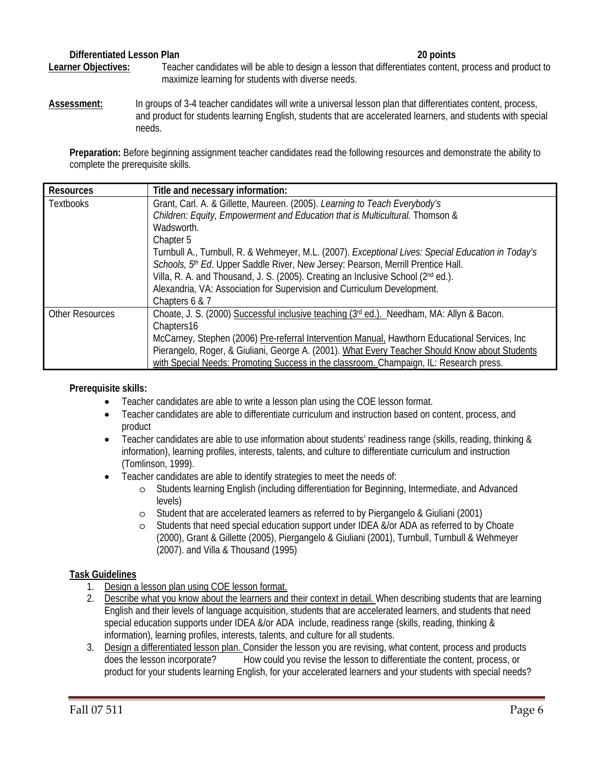**Differentiated Lesson Plan** **20 points**

**Learner Objectives:** Teacher candidates will be able to design a lesson that differentiates content, process and product to maximize learning for students with diverse needs.

**Assessment:** In groups of 3-4 teacher candidates will write a universal lesson plan that differentiates content, process, and product for students learning English, students that are accelerated learners, and students with special needs.

**Preparation:** Before beginning assignment teacher candidates read the following resources and demonstrate the ability to complete the prerequisite skills.

| Resources | Title and necessary information: |
| --- | --- |
| Textbooks | Grant, Carl. A. & Gillette, Maureen. (2005). *Learning to Teach Everybody's Children: Equity, Empowerment and Education that is Multicultural.* Thomson & Wadsworth.<br>Chapter 5<br>Turnbull A., Turnbull, R. & Wehmeyer, M.L. (2007). *Exceptional Lives: Special Education in Today's Schools, 5th Ed*. Upper Saddle River, New Jersey: Pearson, Merrill Prentice Hall.<br>Villa, R. A. and Thousand, J. S. (2005). Creating an Inclusive School (2nd ed.). Alexandria, VA: Association for Supervision and Curriculum Development.<br>Chapters 6 & 7 |
| Other Resources | Choate, J. S. (2000) Successful inclusive teaching (3rd ed.). Needham, MA: Allyn & Bacon. Chapters16<br>McCarney, Stephen (2006) Pre-referral Intervention Manual, Hawthorn Educational Services, Inc<br>Pierangelo, Roger, & Giuliani, George A. (2001). What Every Teacher Should Know about Students with Special Needs: Promoting Success in the classroom. Champaign, IL: Research press. |

**Prerequisite skills:**

- Teacher candidates are able to write a lesson plan using the COE lesson format.
- Teacher candidates are able to differentiate curriculum and instruction based on content, process, and product
- Teacher candidates are able to use information about students' readiness range (skills, reading, thinking & information), learning profiles, interests, talents, and culture to differentiate curriculum and instruction (Tomlinson, 1999).
- Teacher candidates are able to identify strategies to meet the needs of:
  - Students learning English (including differentiation for Beginning, Intermediate, and Advanced levels)
  - Student that are accelerated learners as referred to by Piergangelo & Giuliani (2001)
  - Students that need special education support under IDEA &/or ADA as referred to by Choate (2000), Grant & Gillette (2005), Piergangelo & Giuliani (2001), Turnbull, Turnbull & Wehmeyer (2007). and Villa & Thousand (1995)

**Task Guidelines**

1. Design a lesson plan using COE lesson format.
2. Describe what you know about the learners and their context in detail. When describing students that are learning English and their levels of language acquisition, students that are accelerated learners, and students that need special education supports under IDEA &/or ADA include, readiness range (skills, reading, thinking & information), learning profiles, interests, talents, and culture for all students.
3. Design a differentiated lesson plan. Consider the lesson you are revising, what content, process and products does the lesson incorporate? How could you revise the lesson to differentiate the content, process, or product for your students learning English, for your accelerated learners and your students with special needs?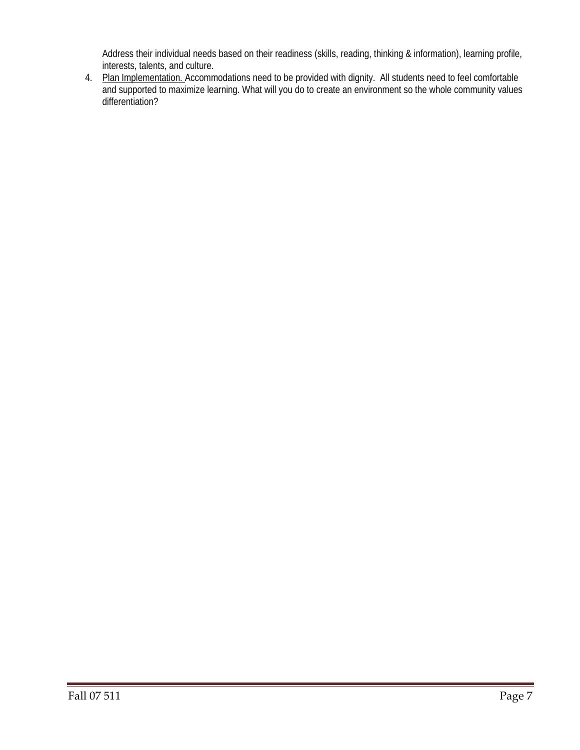Address their individual needs based on their readiness (skills, reading, thinking & information), learning profile, interests, talents, and culture.

4. Plan Implementation. Accommodations need to be provided with dignity. All students need to feel comfortable and supported to maximize learning. What will you do to create an environment so the whole community values differentiation?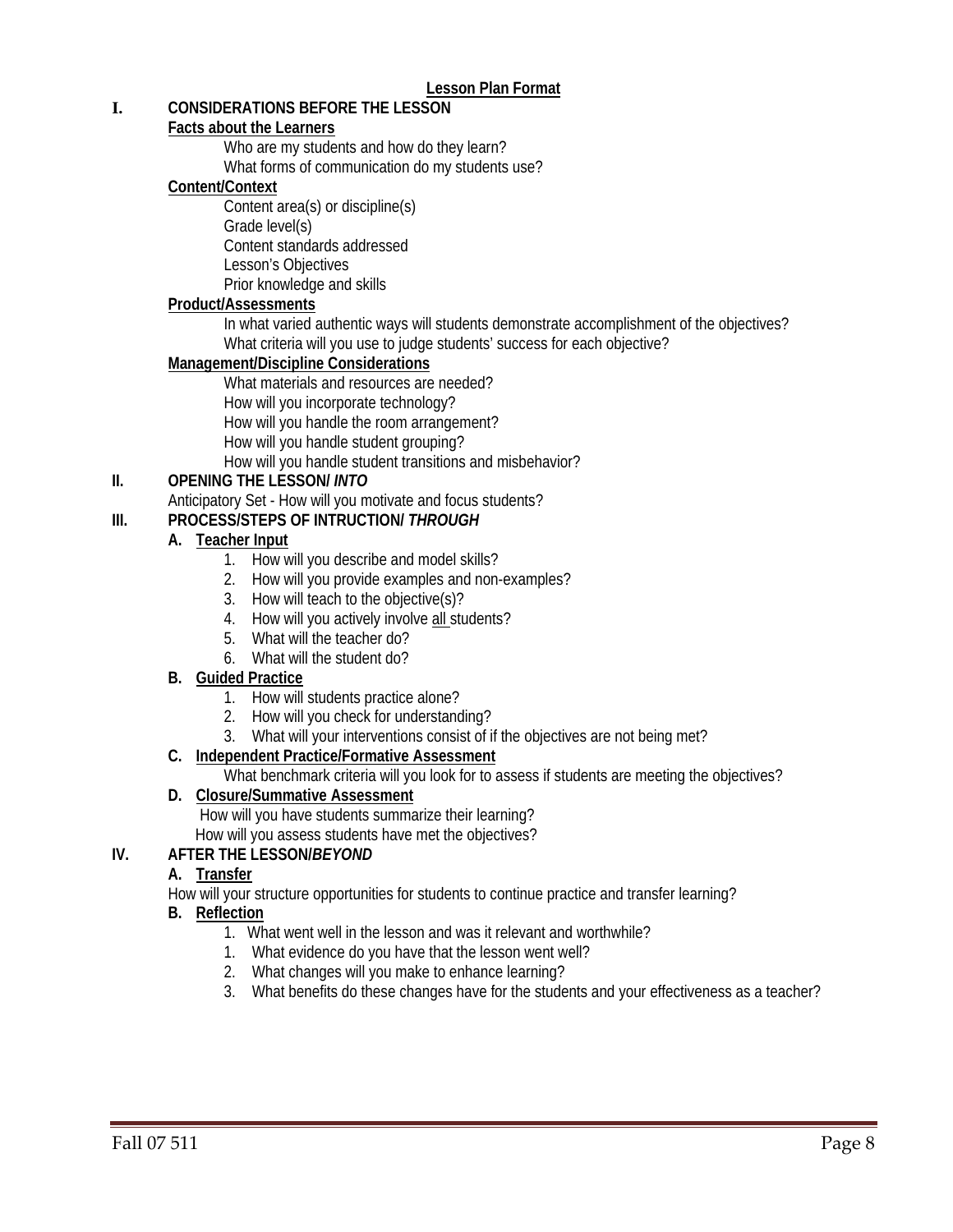# Lesson Plan Format

## I. CONSIDERATIONS BEFORE THE LESSON

**Facts about the Learners**

Who are my students and how do they learn?
What forms of communication do my students use?

**Content/Context**

Content area(s) or discipline(s)
Grade level(s)
Content standards addressed
Lesson's Objectives
Prior knowledge and skills

**Product/Assessments**

In what varied authentic ways will students demonstrate accomplishment of the objectives?
What criteria will you use to judge students' success for each objective?

**Management/Discipline Considerations**

What materials and resources are needed?
How will you incorporate technology?
How will you handle the room arrangement?
How will you handle student grouping?
How will you handle student transitions and misbehavior?

## II. OPENING THE LESSON/ *INTO*

Anticipatory Set - How will you motivate and focus students?

## III. PROCESS/STEPS OF INTRUCTION/ *THROUGH*

### A. Teacher Input

1. How will you describe and model skills?
2. How will you provide examples and non-examples?
3. How will teach to the objective(s)?
4. How will you actively involve <u>all</u> students?
5. What will the teacher do?
6. What will the student do?

### B. Guided Practice

1. How will students practice alone?
2. How will you check for understanding?
3. What will your interventions consist of if the objectives are not being met?

### C. Independent Practice/Formative Assessment

What benchmark criteria will you look for to assess if students are meeting the objectives?

### D. Closure/Summative Assessment

How will you have students summarize their learning?
How will you assess students have met the objectives?

## IV. AFTER THE LESSON/*BEYOND*

### A. Transfer

How will your structure opportunities for students to continue practice and transfer learning?

### B. Reflection

1. What went well in the lesson and was it relevant and worthwhile?
1. What evidence do you have that the lesson went well?
2. What changes will you make to enhance learning?
3. What benefits do these changes have for the students and your effectiveness as a teacher?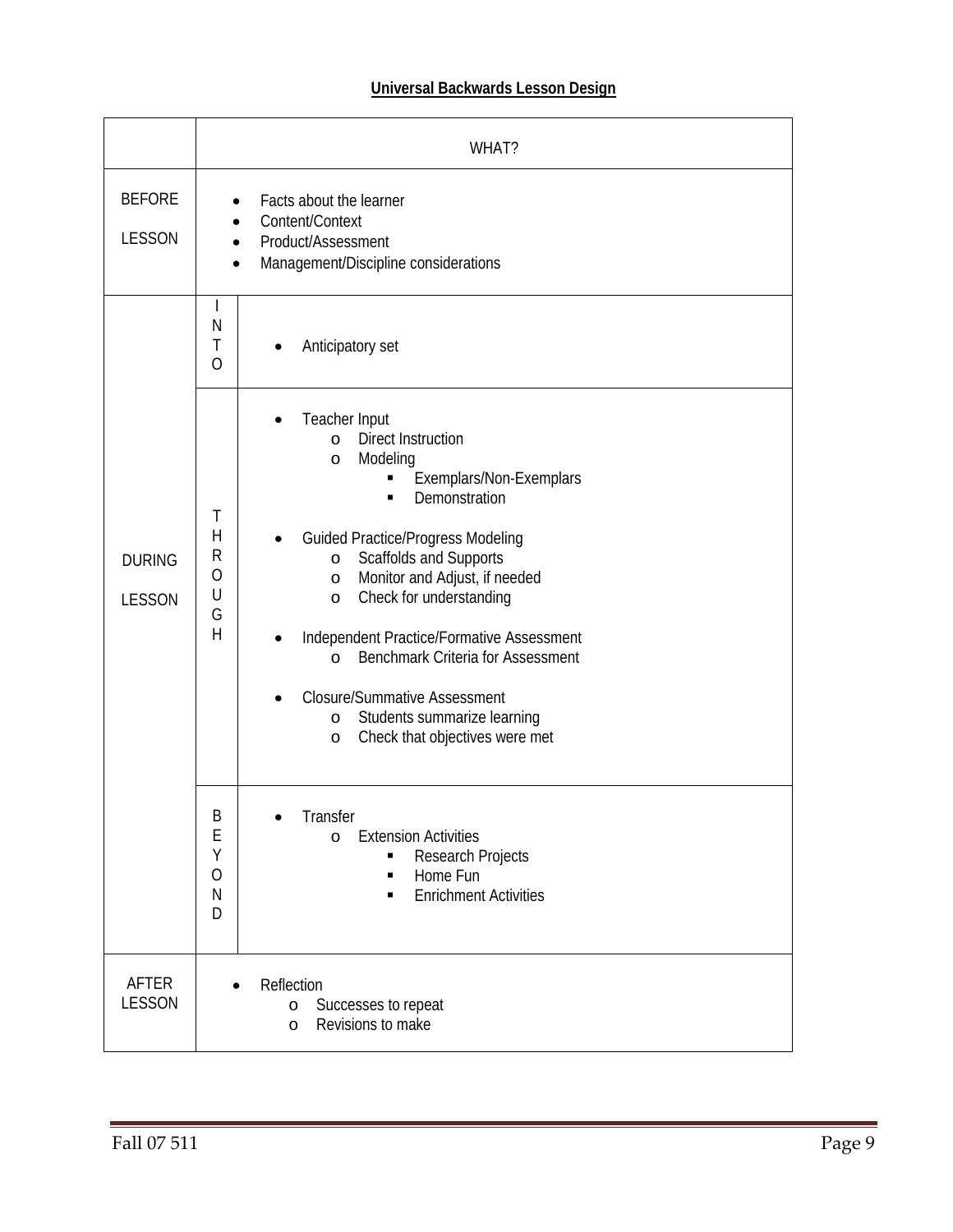**Universal Backwards Lesson Design**

| | | WHAT? |
|---|---|---|
| BEFORE LESSON | | • Facts about the learner<br>• Content/Context<br>• Product/Assessment<br>• Management/Discipline considerations |
| DURING LESSON | INTO | • Anticipatory set |
| | THROUGH | • Teacher Input<br>&nbsp;&nbsp;o Direct Instruction<br>&nbsp;&nbsp;o Modeling<br>&nbsp;&nbsp;&nbsp;&nbsp;▪ Exemplars/Non-Exemplars<br>&nbsp;&nbsp;&nbsp;&nbsp;▪ Demonstration<br>• Guided Practice/Progress Modeling<br>&nbsp;&nbsp;o Scaffolds and Supports<br>&nbsp;&nbsp;o Monitor and Adjust, if needed<br>&nbsp;&nbsp;o Check for understanding<br>• Independent Practice/Formative Assessment<br>&nbsp;&nbsp;o Benchmark Criteria for Assessment<br>• Closure/Summative Assessment<br>&nbsp;&nbsp;o Students summarize learning<br>&nbsp;&nbsp;o Check that objectives were met |
| | BEYOND | • Transfer<br>&nbsp;&nbsp;o Extension Activities<br>&nbsp;&nbsp;&nbsp;&nbsp;▪ Research Projects<br>&nbsp;&nbsp;&nbsp;&nbsp;▪ Home Fun<br>&nbsp;&nbsp;&nbsp;&nbsp;▪ Enrichment Activities |
| AFTER LESSON | | • Reflection<br>&nbsp;&nbsp;o Successes to repeat<br>&nbsp;&nbsp;o Revisions to make |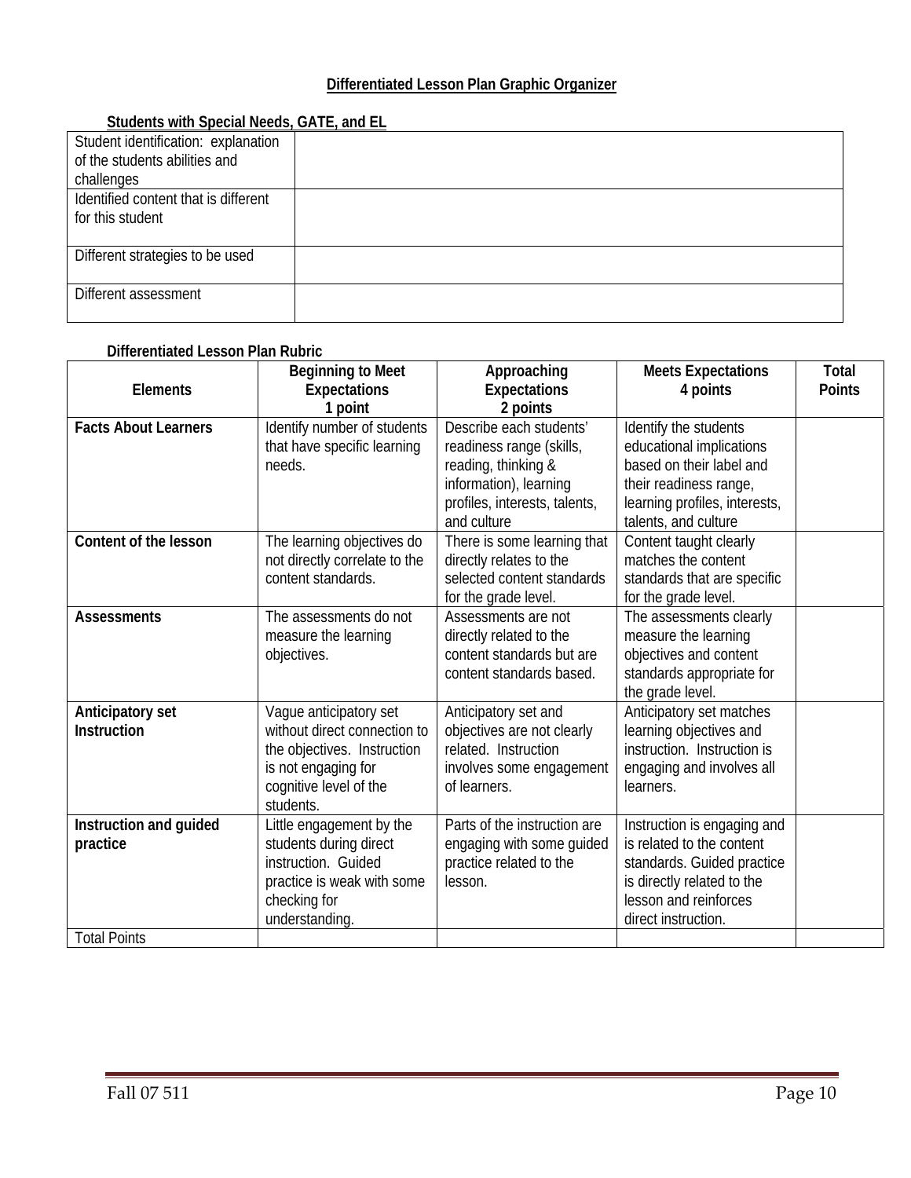## Differentiated Lesson Plan Graphic Organizer

### Students with Special Needs, GATE, and EL

| | |
|---|---|
| Student identification: explanation of the students abilities and challenges | |
| Identified content that is different for this student | |
| Different strategies to be used | |
| Different assessment | |

### Differentiated Lesson Plan Rubric

| Elements | Beginning to Meet Expectations 1 point | Approaching Expectations 2 points | Meets Expectations 4 points | Total Points |
|---|---|---|---|---|
| **Facts About Learners** | Identify number of students that have specific learning needs. | Describe each students' readiness range (skills, reading, thinking & information), learning profiles, interests, talents, and culture | Identify the students educational implications based on their label and their readiness range, learning profiles, interests, talents, and culture | |
| **Content of the lesson** | The learning objectives do not directly correlate to the content standards. | There is some learning that directly relates to the selected content standards for the grade level. | Content taught clearly matches the content standards that are specific for the grade level. | |
| **Assessments** | The assessments do not measure the learning objectives. | Assessments are not directly related to the content standards but are content standards based. | The assessments clearly measure the learning objectives and content standards appropriate for the grade level. | |
| **Anticipatory set Instruction** | Vague anticipatory set without direct connection to the objectives. Instruction is not engaging for cognitive level of the students. | Anticipatory set and objectives are not clearly related. Instruction involves some engagement of learners. | Anticipatory set matches learning objectives and instruction. Instruction is engaging and involves all learners. | |
| **Instruction and guided practice** | Little engagement by the students during direct instruction. Guided practice is weak with some checking for understanding. | Parts of the instruction are engaging with some guided practice related to the lesson. | Instruction is engaging and is related to the content standards. Guided practice is directly related to the lesson and reinforces direct instruction. | |
| Total Points | | | | |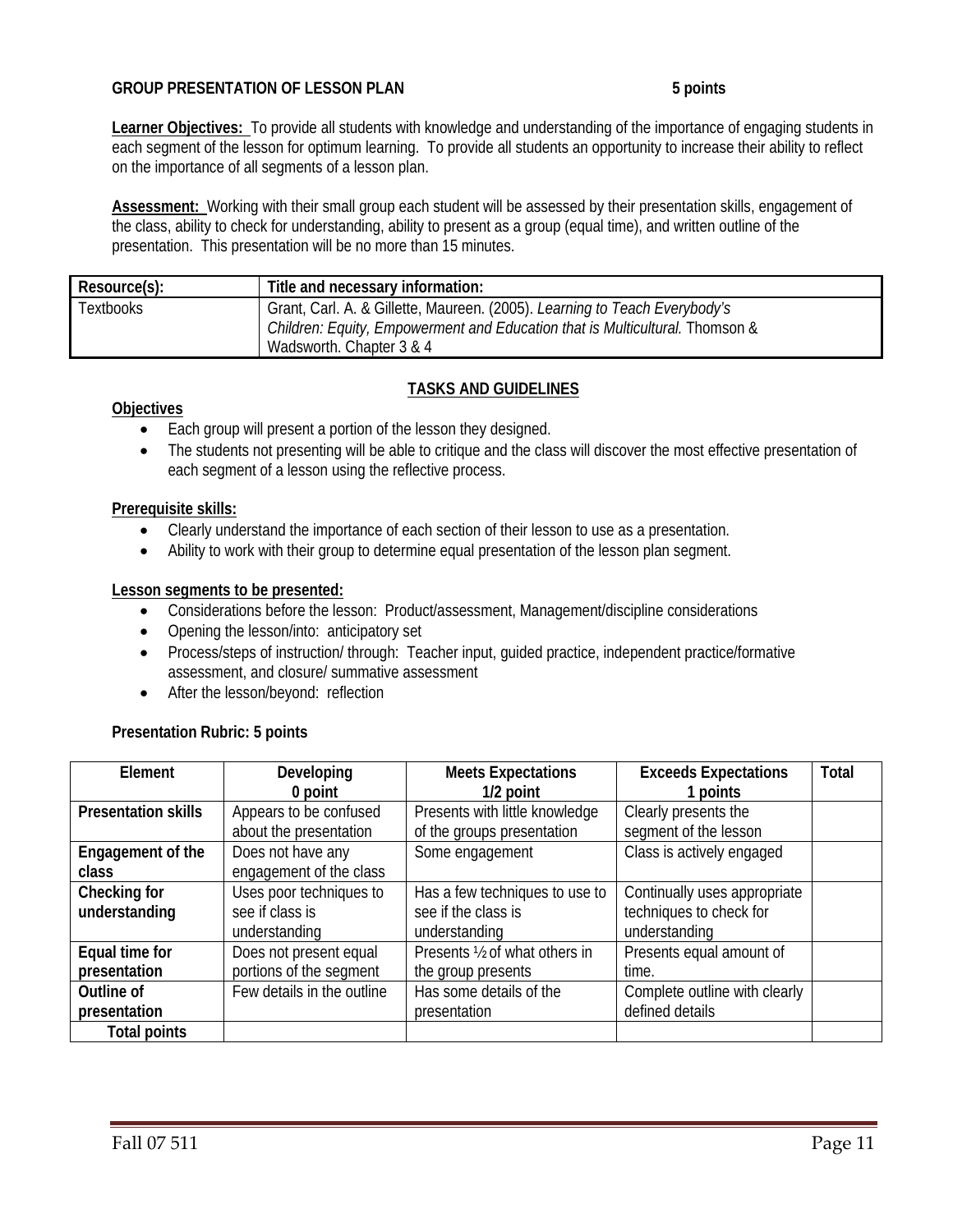**GROUP PRESENTATION OF LESSON PLAN** **5 points**

**Learner Objectives:** To provide all students with knowledge and understanding of the importance of engaging students in each segment of the lesson for optimum learning. To provide all students an opportunity to increase their ability to reflect on the importance of all segments of a lesson plan.

**Assessment:** Working with their small group each student will be assessed by their presentation skills, engagement of the class, ability to check for understanding, ability to present as a group (equal time), and written outline of the presentation. This presentation will be no more than 15 minutes.

| Resource(s): | Title and necessary information: |
|---|---|
| Textbooks | Grant, Carl. A. & Gillette, Maureen. (2005). *Learning to Teach Everybody's Children: Equity, Empowerment and Education that is Multicultural.* Thomson & Wadsworth. Chapter 3 & 4 |

**TASKS AND GUIDELINES**

**Objectives**

- Each group will present a portion of the lesson they designed.
- The students not presenting will be able to critique and the class will discover the most effective presentation of each segment of a lesson using the reflective process.

**Prerequisite skills:**

- Clearly understand the importance of each section of their lesson to use as a presentation.
- Ability to work with their group to determine equal presentation of the lesson plan segment.

**Lesson segments to be presented:**

- Considerations before the lesson: Product/assessment, Management/discipline considerations
- Opening the lesson/into: anticipatory set
- Process/steps of instruction/ through: Teacher input, guided practice, independent practice/formative assessment, and closure/ summative assessment
- After the lesson/beyond: reflection

**Presentation Rubric: 5 points**

| Element | Developing 0 point | Meets Expectations 1/2 point | Exceeds Expectations 1 points | Total |
|---|---|---|---|---|
| **Presentation skills** | Appears to be confused about the presentation | Presents with little knowledge of the groups presentation | Clearly presents the segment of the lesson | |
| **Engagement of the class** | Does not have any engagement of the class | Some engagement | Class is actively engaged | |
| **Checking for understanding** | Uses poor techniques to see if class is understanding | Has a few techniques to use to see if the class is understanding | Continually uses appropriate techniques to check for understanding | |
| **Equal time for presentation** | Does not present equal portions of the segment | Presents ½ of what others in the group presents | Presents equal amount of time. | |
| **Outline of presentation** | Few details in the outline | Has some details of the presentation | Complete outline with clearly defined details | |
| **Total points** | | | | |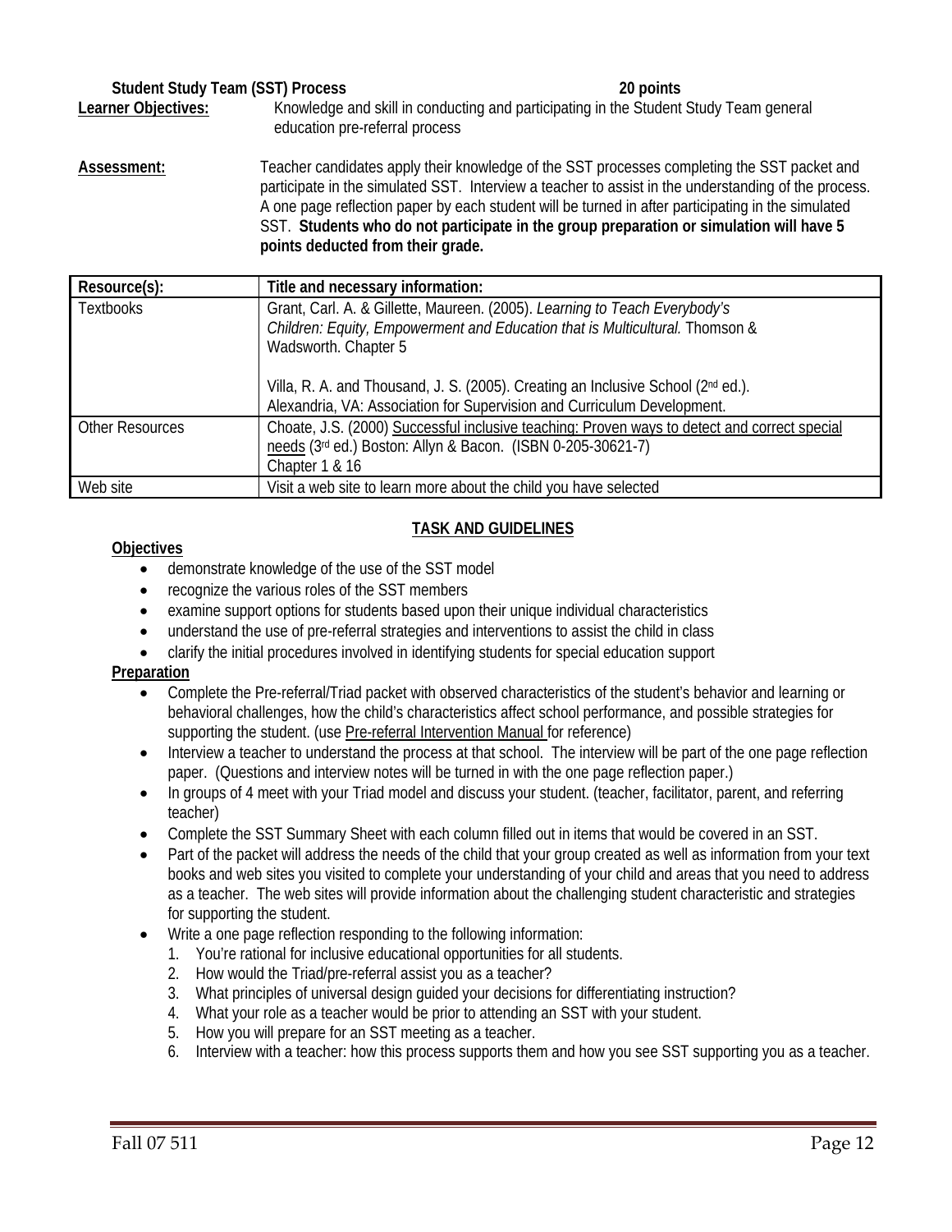**Student Study Team (SST) Process 20 points**

**Learner Objectives:** Knowledge and skill in conducting and participating in the Student Study Team general education pre-referral process

**Assessment:** Teacher candidates apply their knowledge of the SST processes completing the SST packet and participate in the simulated SST. Interview a teacher to assist in the understanding of the process. A one page reflection paper by each student will be turned in after participating in the simulated SST. **Students who do not participate in the group preparation or simulation will have 5 points deducted from their grade.**

| Resource(s): | Title and necessary information: |
|---|---|
| Textbooks | Grant, Carl. A. & Gillette, Maureen. (2005). *Learning to Teach Everybody's Children: Equity, Empowerment and Education that is Multicultural.* Thomson & Wadsworth. Chapter 5<br><br>Villa, R. A. and Thousand, J. S. (2005). Creating an Inclusive School (2nd ed.). Alexandria, VA: Association for Supervision and Curriculum Development. |
| Other Resources | Choate, J.S. (2000) Successful inclusive teaching: Proven ways to detect and correct special needs (3rd ed.) Boston: Allyn & Bacon. (ISBN 0-205-30621-7)<br>Chapter 1 & 16 |
| Web site | Visit a web site to learn more about the child you have selected |

## TASK AND GUIDELINES

**Objectives**

- demonstrate knowledge of the use of the SST model
- recognize the various roles of the SST members
- examine support options for students based upon their unique individual characteristics
- understand the use of pre-referral strategies and interventions to assist the child in class
- clarify the initial procedures involved in identifying students for special education support

**Preparation**

- Complete the Pre-referral/Triad packet with observed characteristics of the student's behavior and learning or behavioral challenges, how the child's characteristics affect school performance, and possible strategies for supporting the student. (use Pre-referral Intervention Manual for reference)
- Interview a teacher to understand the process at that school. The interview will be part of the one page reflection paper. (Questions and interview notes will be turned in with the one page reflection paper.)
- In groups of 4 meet with your Triad model and discuss your student. (teacher, facilitator, parent, and referring teacher)
- Complete the SST Summary Sheet with each column filled out in items that would be covered in an SST.
- Part of the packet will address the needs of the child that your group created as well as information from your text books and web sites you visited to complete your understanding of your child and areas that you need to address as a teacher. The web sites will provide information about the challenging student characteristic and strategies for supporting the student.
- Write a one page reflection responding to the following information:
  1. You're rational for inclusive educational opportunities for all students.
  2. How would the Triad/pre-referral assist you as a teacher?
  3. What principles of universal design guided your decisions for differentiating instruction?
  4. What your role as a teacher would be prior to attending an SST with your student.
  5. How you will prepare for an SST meeting as a teacher.
  6. Interview with a teacher: how this process supports them and how you see SST supporting you as a teacher.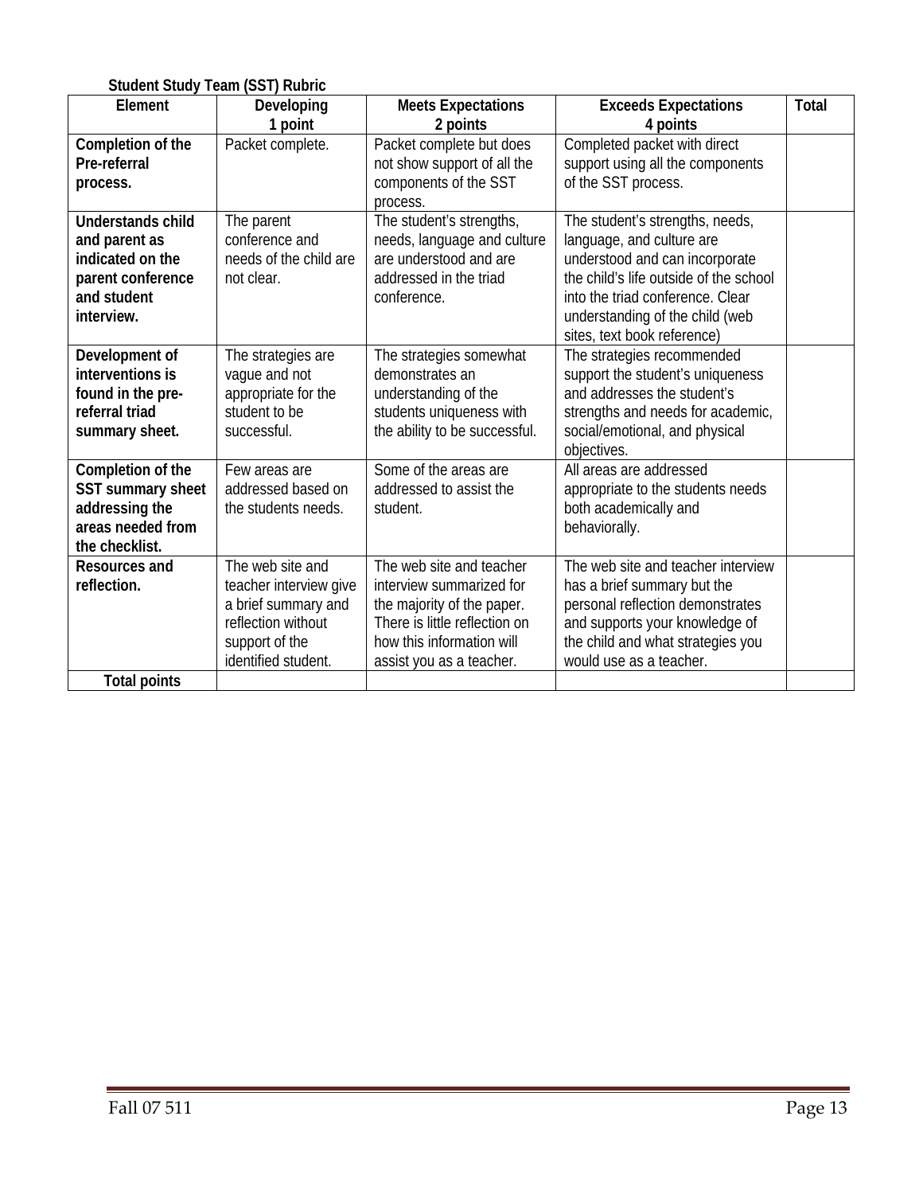**Student Study Team (SST) Rubric**

| Element | Developing<br>1 point | Meets Expectations<br>2 points | Exceeds Expectations<br>4 points | Total |
|---|---|---|---|---|
| **Completion of the Pre-referral process.** | Packet complete. | Packet complete but does not show support of all the components of the SST process. | Completed packet with direct support using all the components of the SST process. | |
| **Understands child and parent as indicated on the parent conference and student interview.** | The parent conference and needs of the child are not clear. | The student's strengths, needs, language and culture are understood and are addressed in the triad conference. | The student's strengths, needs, language, and culture are understood and can incorporate the child's life outside of the school into the triad conference. Clear understanding of the child (web sites, text book reference) | |
| **Development of interventions is found in the pre-referral triad summary sheet.** | The strategies are vague and not appropriate for the student to be successful. | The strategies somewhat demonstrates an understanding of the students uniqueness with the ability to be successful. | The strategies recommended support the student's uniqueness and addresses the student's strengths and needs for academic, social/emotional, and physical objectives. | |
| **Completion of the SST summary sheet addressing the areas needed from the checklist.** | Few areas are addressed based on the students needs. | Some of the areas are addressed to assist the student. | All areas are addressed appropriate to the students needs both academically and behaviorally. | |
| **Resources and reflection.** | The web site and teacher interview give a brief summary and reflection without support of the identified student. | The web site and teacher interview summarized for the majority of the paper. There is little reflection on how this information will assist you as a teacher. | The web site and teacher interview has a brief summary but the personal reflection demonstrates and supports your knowledge of the child and what strategies you would use as a teacher. | |
| **Total points** | | | | |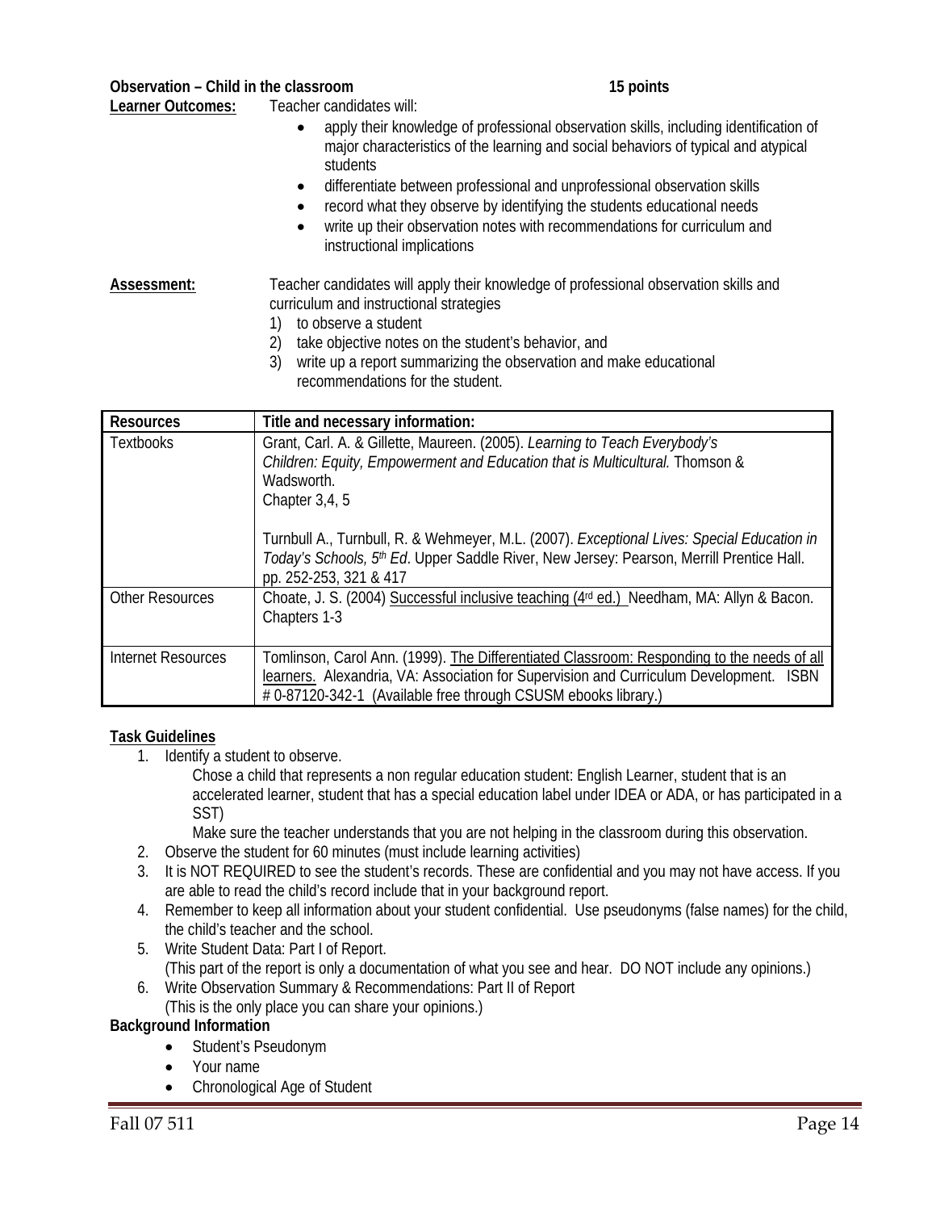**Observation – Child in the classroom** **15 points**

**Learner Outcomes:** Teacher candidates will:

- apply their knowledge of professional observation skills, including identification of major characteristics of the learning and social behaviors of typical and atypical students
- differentiate between professional and unprofessional observation skills
- record what they observe by identifying the students educational needs
- write up their observation notes with recommendations for curriculum and instructional implications

**Assessment:** Teacher candidates will apply their knowledge of professional observation skills and curriculum and instructional strategies

1) to observe a student
2) take objective notes on the student's behavior, and
3) write up a report summarizing the observation and make educational recommendations for the student.

| Resources | Title and necessary information: |
|---|---|
| Textbooks | Grant, Carl. A. & Gillette, Maureen. (2005). *Learning to Teach Everybody's Children: Equity, Empowerment and Education that is Multicultural.* Thomson & Wadsworth.<br>Chapter 3,4, 5<br><br>Turnbull A., Turnbull, R. & Wehmeyer, M.L. (2007). *Exceptional Lives: Special Education in Today's Schools, 5th Ed*. Upper Saddle River, New Jersey: Pearson, Merrill Prentice Hall. pp. 252-253, 321 & 417 |
| Other Resources | Choate, J. S. (2004) Successful inclusive teaching (4rd ed.) Needham, MA: Allyn & Bacon. Chapters 1-3 |
| Internet Resources | Tomlinson, Carol Ann. (1999). The Differentiated Classroom: Responding to the needs of all learners. Alexandria, VA: Association for Supervision and Curriculum Development. ISBN # 0-87120-342-1 (Available free through CSUSM ebooks library.) |

**Task Guidelines**

1. Identify a student to observe.
   Chose a child that represents a non regular education student: English Learner, student that is an accelerated learner, student that has a special education label under IDEA or ADA, or has participated in a SST)
   Make sure the teacher understands that you are not helping in the classroom during this observation.
2. Observe the student for 60 minutes (must include learning activities)
3. It is NOT REQUIRED to see the student's records. These are confidential and you may not have access. If you are able to read the child's record include that in your background report.
4. Remember to keep all information about your student confidential. Use pseudonyms (false names) for the child, the child's teacher and the school.
5. Write Student Data: Part I of Report.
   (This part of the report is only a documentation of what you see and hear. DO NOT include any opinions.)
6. Write Observation Summary & Recommendations: Part II of Report
   (This is the only place you can share your opinions.)

**Background Information**

- Student's Pseudonym
- Your name
- Chronological Age of Student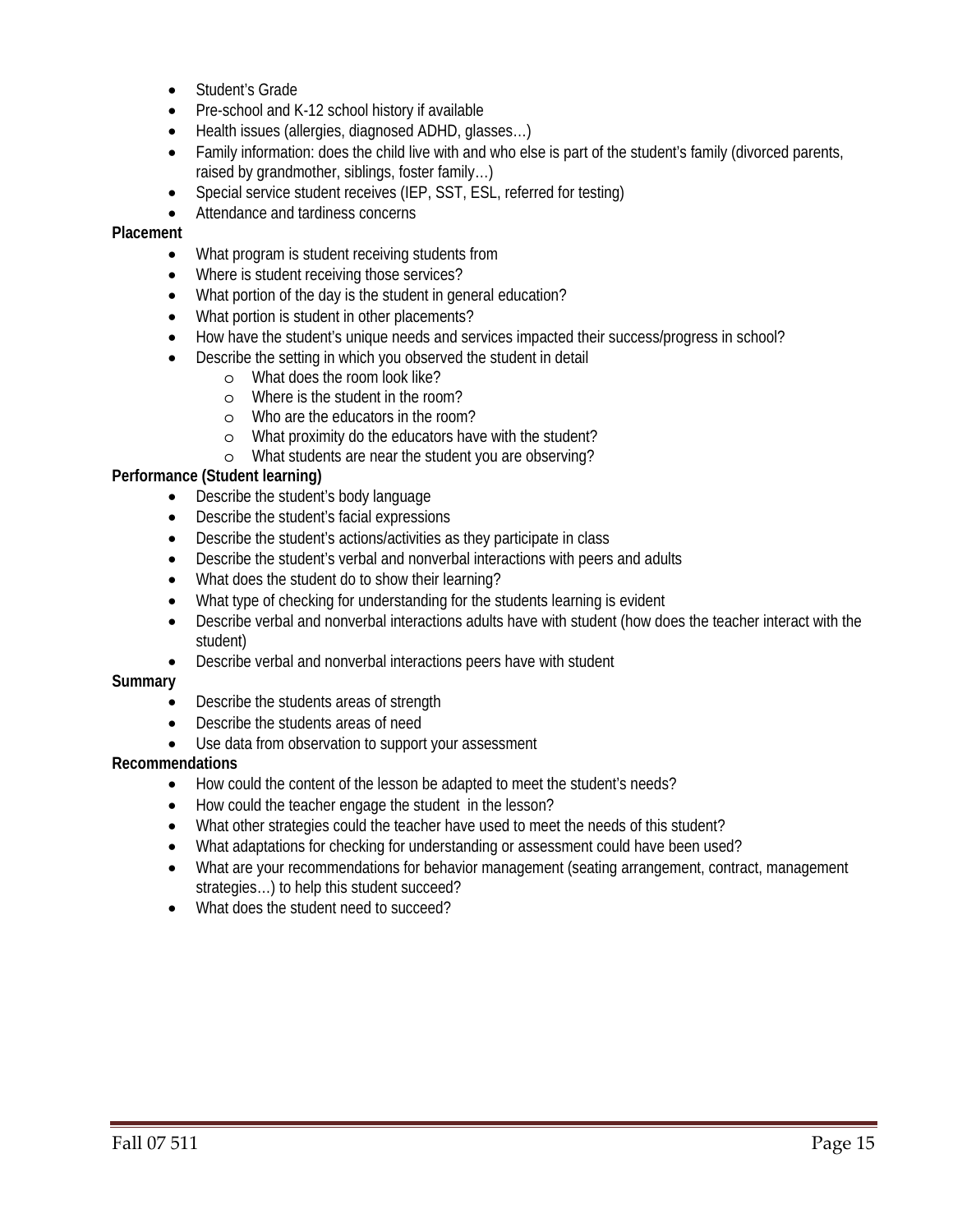- Student's Grade
- Pre-school and K-12 school history if available
- Health issues (allergies, diagnosed ADHD, glasses…)
- Family information: does the child live with and who else is part of the student's family (divorced parents, raised by grandmother, siblings, foster family…)
- Special service student receives (IEP, SST, ESL, referred for testing)
- Attendance and tardiness concerns

**Placement**

- What program is student receiving students from
- Where is student receiving those services?
- What portion of the day is the student in general education?
- What portion is student in other placements?
- How have the student's unique needs and services impacted their success/progress in school?
- Describe the setting in which you observed the student in detail
    - What does the room look like?
    - Where is the student in the room?
    - Who are the educators in the room?
    - What proximity do the educators have with the student?
    - What students are near the student you are observing?

**Performance (Student learning)**

- Describe the student's body language
- Describe the student's facial expressions
- Describe the student's actions/activities as they participate in class
- Describe the student's verbal and nonverbal interactions with peers and adults
- What does the student do to show their learning?
- What type of checking for understanding for the students learning is evident
- Describe verbal and nonverbal interactions adults have with student (how does the teacher interact with the student)
- Describe verbal and nonverbal interactions peers have with student

**Summary**

- Describe the students areas of strength
- Describe the students areas of need
- Use data from observation to support your assessment

**Recommendations**

- How could the content of the lesson be adapted to meet the student's needs?
- How could the teacher engage the student in the lesson?
- What other strategies could the teacher have used to meet the needs of this student?
- What adaptations for checking for understanding or assessment could have been used?
- What are your recommendations for behavior management (seating arrangement, contract, management strategies…) to help this student succeed?
- What does the student need to succeed?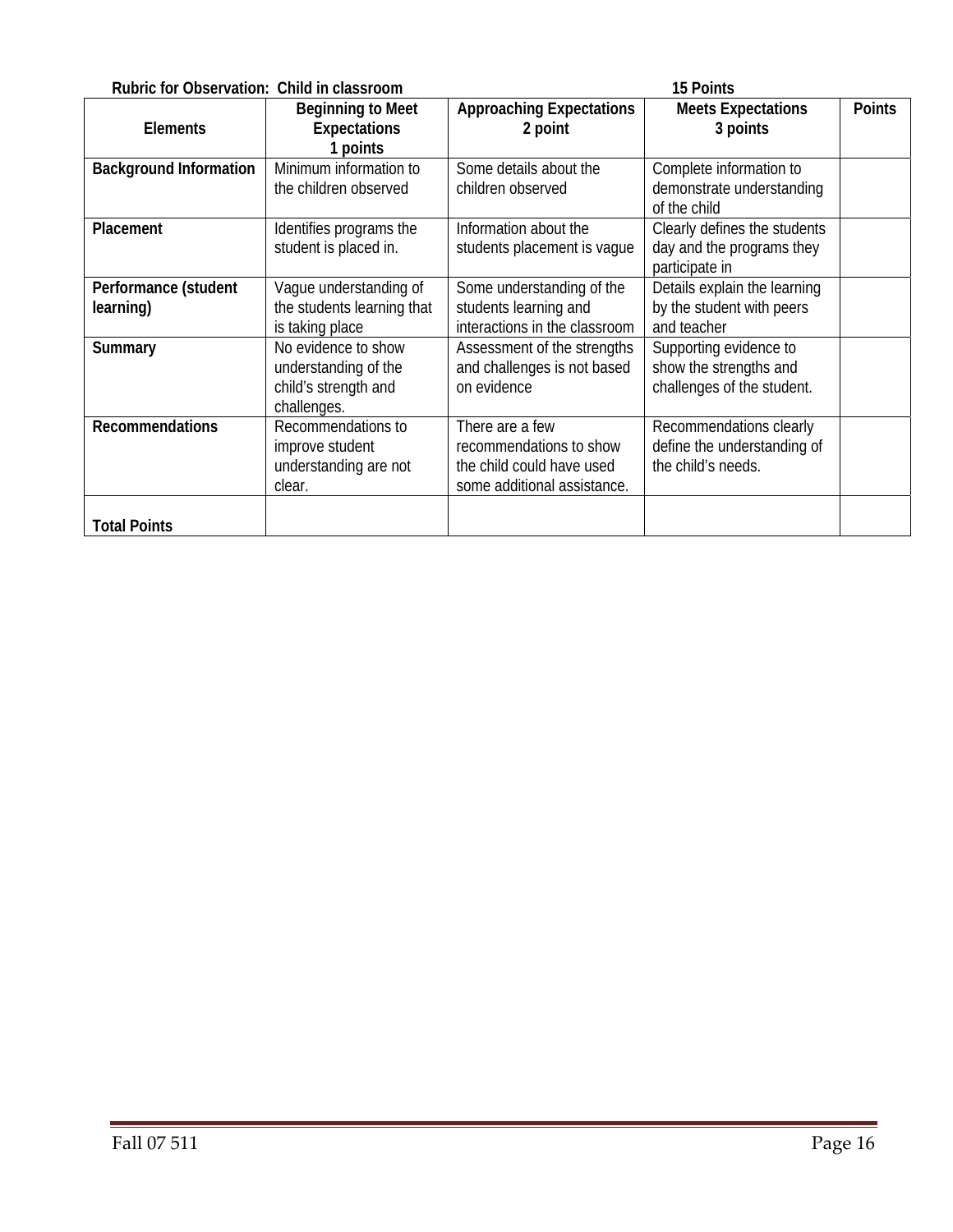**Rubric for Observation: Child in classroom 15 Points**

| Elements | Beginning to Meet Expectations 1 points | Approaching Expectations 2 point | Meets Expectations 3 points | Points |
|---|---|---|---|---|
| **Background Information** | Minimum information to the children observed | Some details about the children observed | Complete information to demonstrate understanding of the child | |
| **Placement** | Identifies programs the student is placed in. | Information about the students placement is vague | Clearly defines the students day and the programs they participate in | |
| **Performance (student learning)** | Vague understanding of the students learning that is taking place | Some understanding of the students learning and interactions in the classroom | Details explain the learning by the student with peers and teacher | |
| **Summary** | No evidence to show understanding of the child's strength and challenges. | Assessment of the strengths and challenges is not based on evidence | Supporting evidence to show the strengths and challenges of the student. | |
| **Recommendations** | Recommendations to improve student understanding are not clear. | There are a few recommendations to show the child could have used some additional assistance. | Recommendations clearly define the understanding of the child's needs. | |
| **Total Points** | | | | |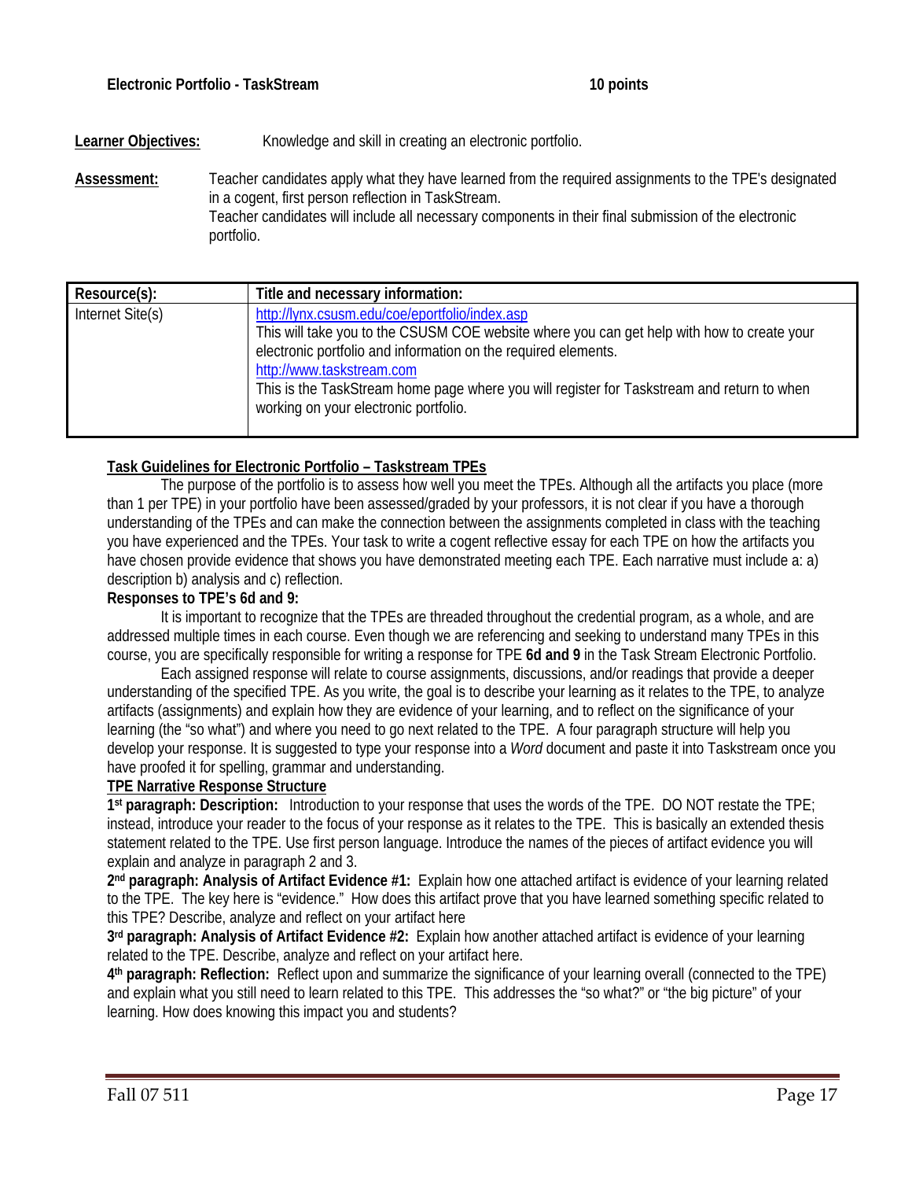**Electronic Portfolio - TaskStream** **10 points**

**Learner Objectives:** Knowledge and skill in creating an electronic portfolio.

**Assessment:** Teacher candidates apply what they have learned from the required assignments to the TPE's designated in a cogent, first person reflection in TaskStream.
Teacher candidates will include all necessary components in their final submission of the electronic portfolio.

| Resource(s): | Title and necessary information: |
| --- | --- |
| Internet Site(s) | http://lynx.csusm.edu/coe/eportfolio/index.asp<br>This will take you to the CSUSM COE website where you can get help with how to create your electronic portfolio and information on the required elements.<br>http://www.taskstream.com<br>This is the TaskStream home page where you will register for Taskstream and return to when working on your electronic portfolio. |

**Task Guidelines for Electronic Portfolio – Taskstream TPEs**

The purpose of the portfolio is to assess how well you meet the TPEs. Although all the artifacts you place (more than 1 per TPE) in your portfolio have been assessed/graded by your professors, it is not clear if you have a thorough understanding of the TPEs and can make the connection between the assignments completed in class with the teaching you have experienced and the TPEs. Your task to write a cogent reflective essay for each TPE on how the artifacts you have chosen provide evidence that shows you have demonstrated meeting each TPE. Each narrative must include a: a) description b) analysis and c) reflection.

**Responses to TPE's 6d and 9:**

It is important to recognize that the TPEs are threaded throughout the credential program, as a whole, and are addressed multiple times in each course. Even though we are referencing and seeking to understand many TPEs in this course, you are specifically responsible for writing a response for TPE **6d and 9** in the Task Stream Electronic Portfolio.

Each assigned response will relate to course assignments, discussions, and/or readings that provide a deeper understanding of the specified TPE. As you write, the goal is to describe your learning as it relates to the TPE, to analyze artifacts (assignments) and explain how they are evidence of your learning, and to reflect on the significance of your learning (the "so what") and where you need to go next related to the TPE. A four paragraph structure will help you develop your response. It is suggested to type your response into a *Word* document and paste it into Taskstream once you have proofed it for spelling, grammar and understanding.

**TPE Narrative Response Structure**

**1st paragraph: Description:** Introduction to your response that uses the words of the TPE. DO NOT restate the TPE; instead, introduce your reader to the focus of your response as it relates to the TPE. This is basically an extended thesis statement related to the TPE. Use first person language. Introduce the names of the pieces of artifact evidence you will explain and analyze in paragraph 2 and 3.

**2nd paragraph: Analysis of Artifact Evidence #1:** Explain how one attached artifact is evidence of your learning related to the TPE. The key here is "evidence." How does this artifact prove that you have learned something specific related to this TPE? Describe, analyze and reflect on your artifact here

**3rd paragraph: Analysis of Artifact Evidence #2:** Explain how another attached artifact is evidence of your learning related to the TPE. Describe, analyze and reflect on your artifact here.

**4th paragraph: Reflection:** Reflect upon and summarize the significance of your learning overall (connected to the TPE) and explain what you still need to learn related to this TPE. This addresses the "so what?" or "the big picture" of your learning. How does knowing this impact you and students?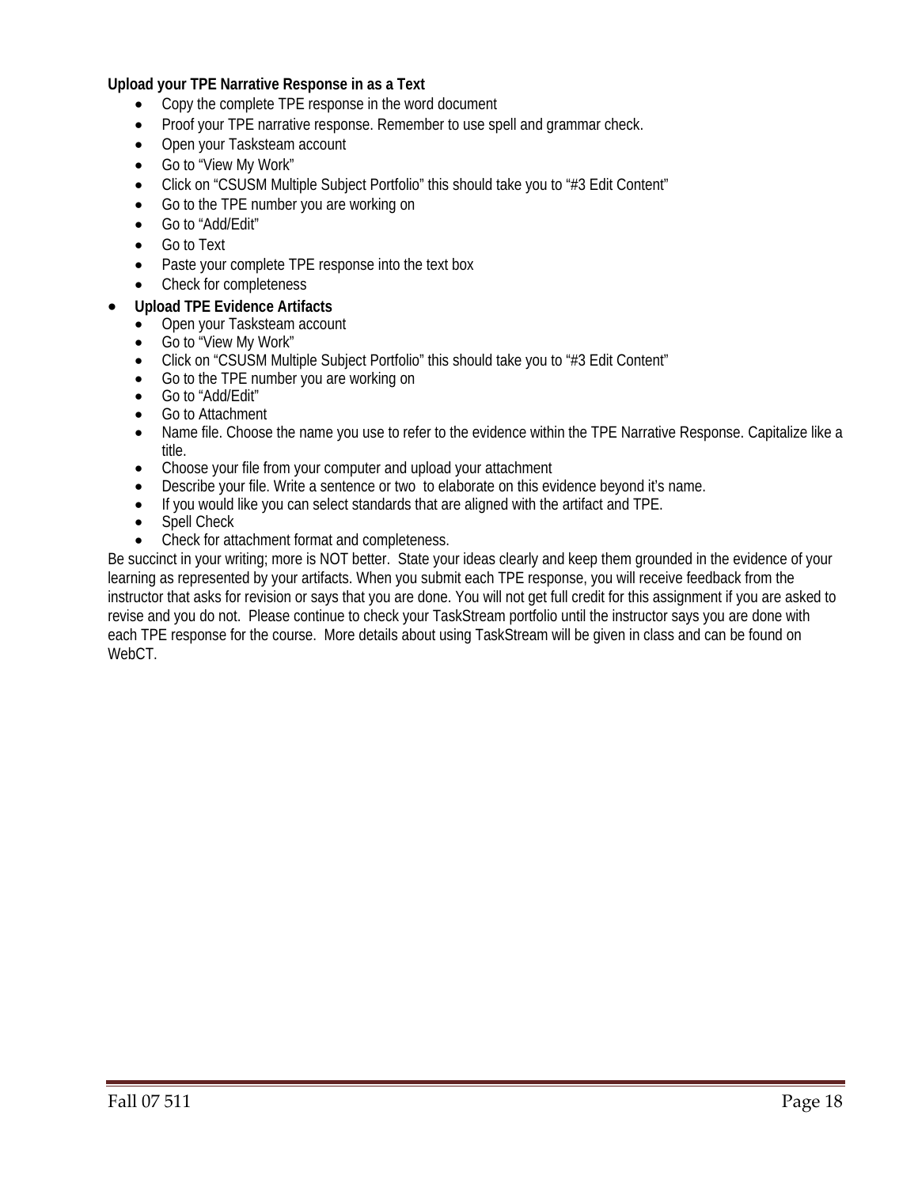**Upload your TPE Narrative Response in as a Text**

- Copy the complete TPE response in the word document
- Proof your TPE narrative response. Remember to use spell and grammar check.
- Open your Tasksteam account
- Go to “View My Work”
- Click on “CSUSM Multiple Subject Portfolio” this should take you to “#3 Edit Content”
- Go to the TPE number you are working on
- Go to “Add/Edit”
- Go to Text
- Paste your complete TPE response into the text box
- Check for completeness

- **Upload TPE Evidence Artifacts**
  - Open your Tasksteam account
  - Go to “View My Work”
  - Click on “CSUSM Multiple Subject Portfolio” this should take you to “#3 Edit Content”
  - Go to the TPE number you are working on
  - Go to “Add/Edit”
  - Go to Attachment
  - Name file. Choose the name you use to refer to the evidence within the TPE Narrative Response. Capitalize like a title.
  - Choose your file from your computer and upload your attachment
  - Describe your file. Write a sentence or two to elaborate on this evidence beyond it’s name.
  - If you would like you can select standards that are aligned with the artifact and TPE.
  - Spell Check
  - Check for attachment format and completeness.

Be succinct in your writing; more is NOT better. State your ideas clearly and keep them grounded in the evidence of your learning as represented by your artifacts. When you submit each TPE response, you will receive feedback from the instructor that asks for revision or says that you are done. You will not get full credit for this assignment if you are asked to revise and you do not. Please continue to check your TaskStream portfolio until the instructor says you are done with each TPE response for the course. More details about using TaskStream will be given in class and can be found on WebCT.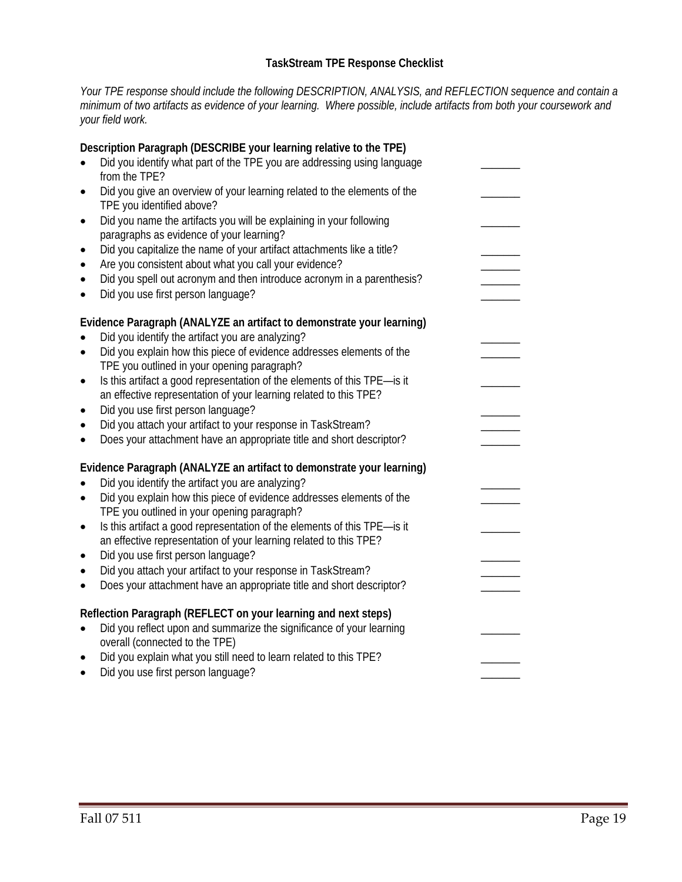## TaskStream TPE Response Checklist

*Your TPE response should include the following DESCRIPTION, ANALYSIS, and REFLECTION sequence and contain a minimum of two artifacts as evidence of your learning. Where possible, include artifacts from both your coursework and your field work.*

**Description Paragraph (DESCRIBE your learning relative to the TPE)**

- Did you identify what part of the TPE you are addressing using language from the TPE? _______
- Did you give an overview of your learning related to the elements of the TPE you identified above? _______
- Did you name the artifacts you will be explaining in your following paragraphs as evidence of your learning? _______
- Did you capitalize the name of your artifact attachments like a title? _______
- Are you consistent about what you call your evidence? _______
- Did you spell out acronym and then introduce acronym in a parenthesis? _______
- Did you use first person language? _______

**Evidence Paragraph (ANALYZE an artifact to demonstrate your learning)**

- Did you identify the artifact you are analyzing? _______
- Did you explain how this piece of evidence addresses elements of the TPE you outlined in your opening paragraph? _______
- Is this artifact a good representation of the elements of this TPE—is it an effective representation of your learning related to this TPE? _______
- Did you use first person language? _______
- Did you attach your artifact to your response in TaskStream? _______
- Does your attachment have an appropriate title and short descriptor? _______

**Evidence Paragraph (ANALYZE an artifact to demonstrate your learning)**

- Did you identify the artifact you are analyzing? _______
- Did you explain how this piece of evidence addresses elements of the TPE you outlined in your opening paragraph? _______
- Is this artifact a good representation of the elements of this TPE—is it an effective representation of your learning related to this TPE? _______
- Did you use first person language? _______
- Did you attach your artifact to your response in TaskStream? _______
- Does your attachment have an appropriate title and short descriptor? _______

**Reflection Paragraph (REFLECT on your learning and next steps)**

- Did you reflect upon and summarize the significance of your learning overall (connected to the TPE) _______
- Did you explain what you still need to learn related to this TPE? _______
- Did you use first person language? _______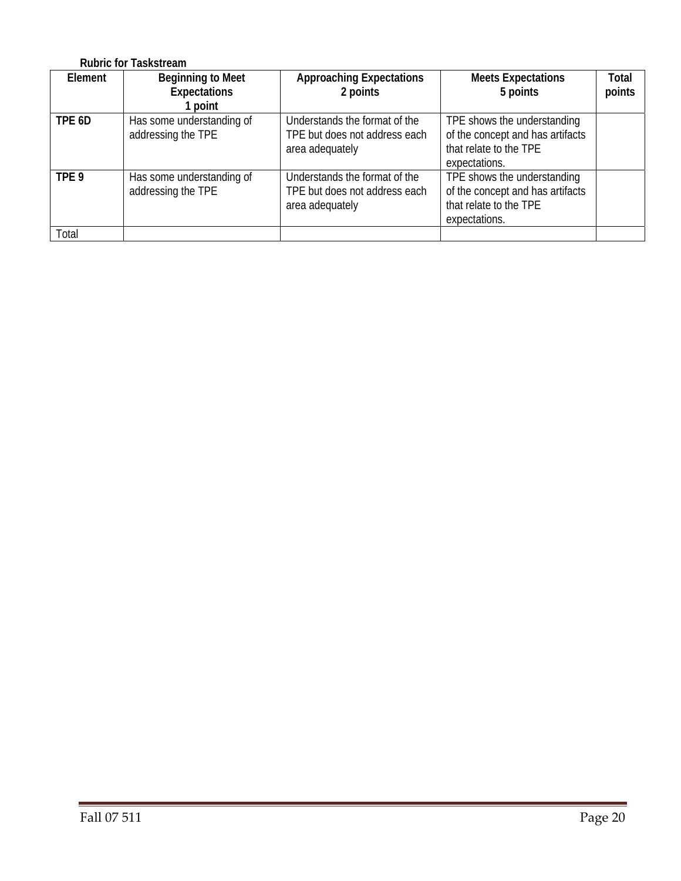**Rubric for Taskstream**

| Element | Beginning to Meet Expectations 1 point | Approaching Expectations 2 points | Meets Expectations 5 points | Total points |
|---|---|---|---|---|
| **TPE 6D** | Has some understanding of addressing the TPE | Understands the format of the TPE but does not address each area adequately | TPE shows the understanding of the concept and has artifacts that relate to the TPE expectations. | |
| **TPE 9** | Has some understanding of addressing the TPE | Understands the format of the TPE but does not address each area adequately | TPE shows the understanding of the concept and has artifacts that relate to the TPE expectations. | |
| Total | | | | |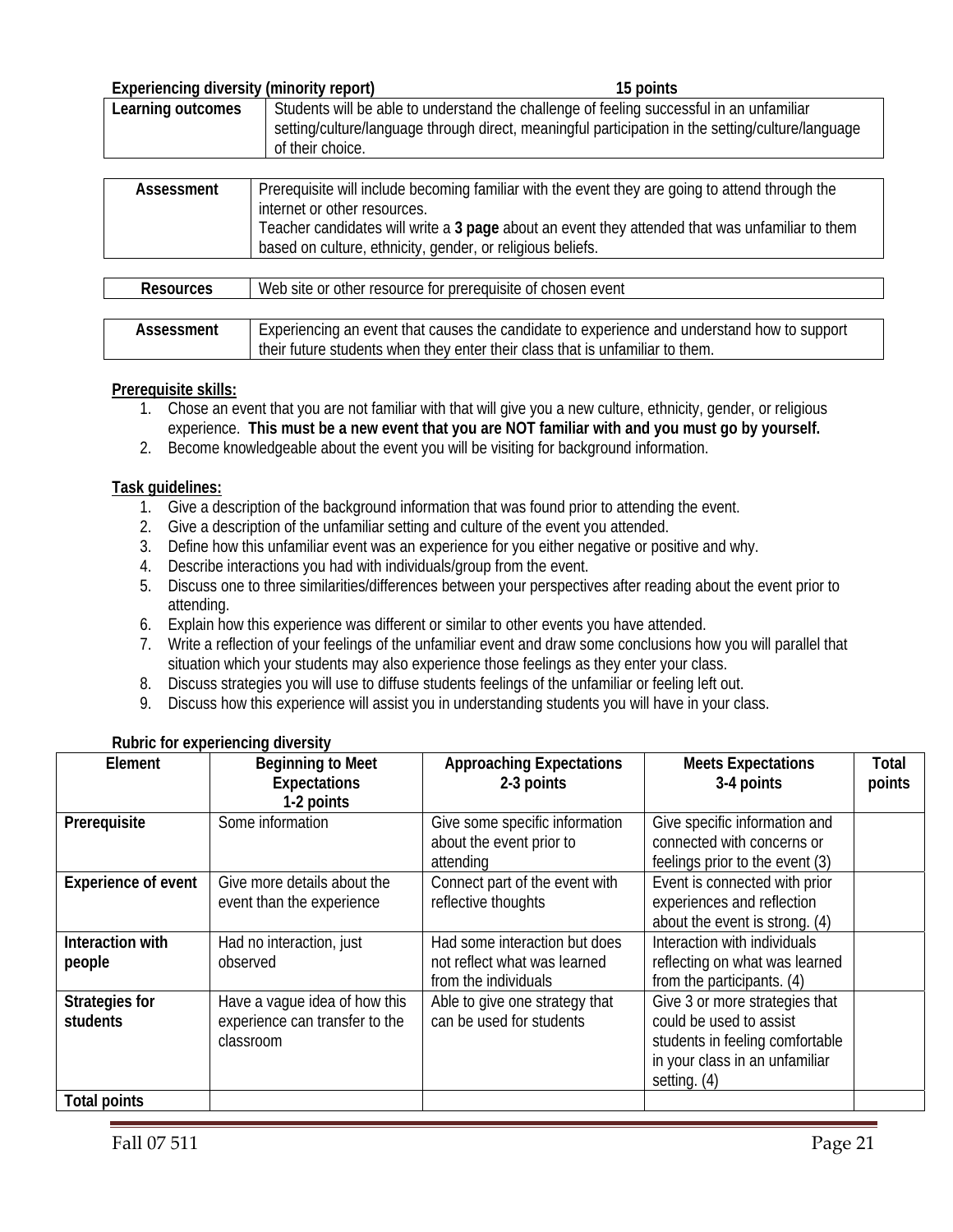**Experiencing diversity (minority report)** **15 points**

| Learning outcomes | Students will be able to understand the challenge of feeling successful in an unfamiliar setting/culture/language through direct, meaningful participation in the setting/culture/language of their choice. |
|---|---|

| Assessment | Prerequisite will include becoming familiar with the event they are going to attend through the internet or other resources.<br>Teacher candidates will write a **3 page** about an event they attended that was unfamiliar to them based on culture, ethnicity, gender, or religious beliefs. |
|---|---|

| Resources | Web site or other resource for prerequisite of chosen event |
|---|---|

| Assessment | Experiencing an event that causes the candidate to experience and understand how to support their future students when they enter their class that is unfamiliar to them. |
|---|---|

**Prerequisite skills:**

1. Chose an event that you are not familiar with that will give you a new culture, ethnicity, gender, or religious experience. **This must be a new event that you are NOT familiar with and you must go by yourself.**
2. Become knowledgeable about the event you will be visiting for background information.

**Task guidelines:**

1. Give a description of the background information that was found prior to attending the event.
2. Give a description of the unfamiliar setting and culture of the event you attended.
3. Define how this unfamiliar event was an experience for you either negative or positive and why.
4. Describe interactions you had with individuals/group from the event.
5. Discuss one to three similarities/differences between your perspectives after reading about the event prior to attending.
6. Explain how this experience was different or similar to other events you have attended.
7. Write a reflection of your feelings of the unfamiliar event and draw some conclusions how you will parallel that situation which your students may also experience those feelings as they enter your class.
8. Discuss strategies you will use to diffuse students feelings of the unfamiliar or feeling left out.
9. Discuss how this experience will assist you in understanding students you will have in your class.

**Rubric for experiencing diversity**

| Element | Beginning to Meet Expectations 1-2 points | Approaching Expectations 2-3 points | Meets Expectations 3-4 points | Total points |
|---|---|---|---|---|
| **Prerequisite** | Some information | Give some specific information about the event prior to attending | Give specific information and connected with concerns or feelings prior to the event (3) | |
| **Experience of event** | Give more details about the event than the experience | Connect part of the event with reflective thoughts | Event is connected with prior experiences and reflection about the event is strong. (4) | |
| **Interaction with people** | Had no interaction, just observed | Had some interaction but does not reflect what was learned from the individuals | Interaction with individuals reflecting on what was learned from the participants. (4) | |
| **Strategies for students** | Have a vague idea of how this experience can transfer to the classroom | Able to give one strategy that can be used for students | Give 3 or more strategies that could be used to assist students in feeling comfortable in your class in an unfamiliar setting. (4) | |
| **Total points** | | | | |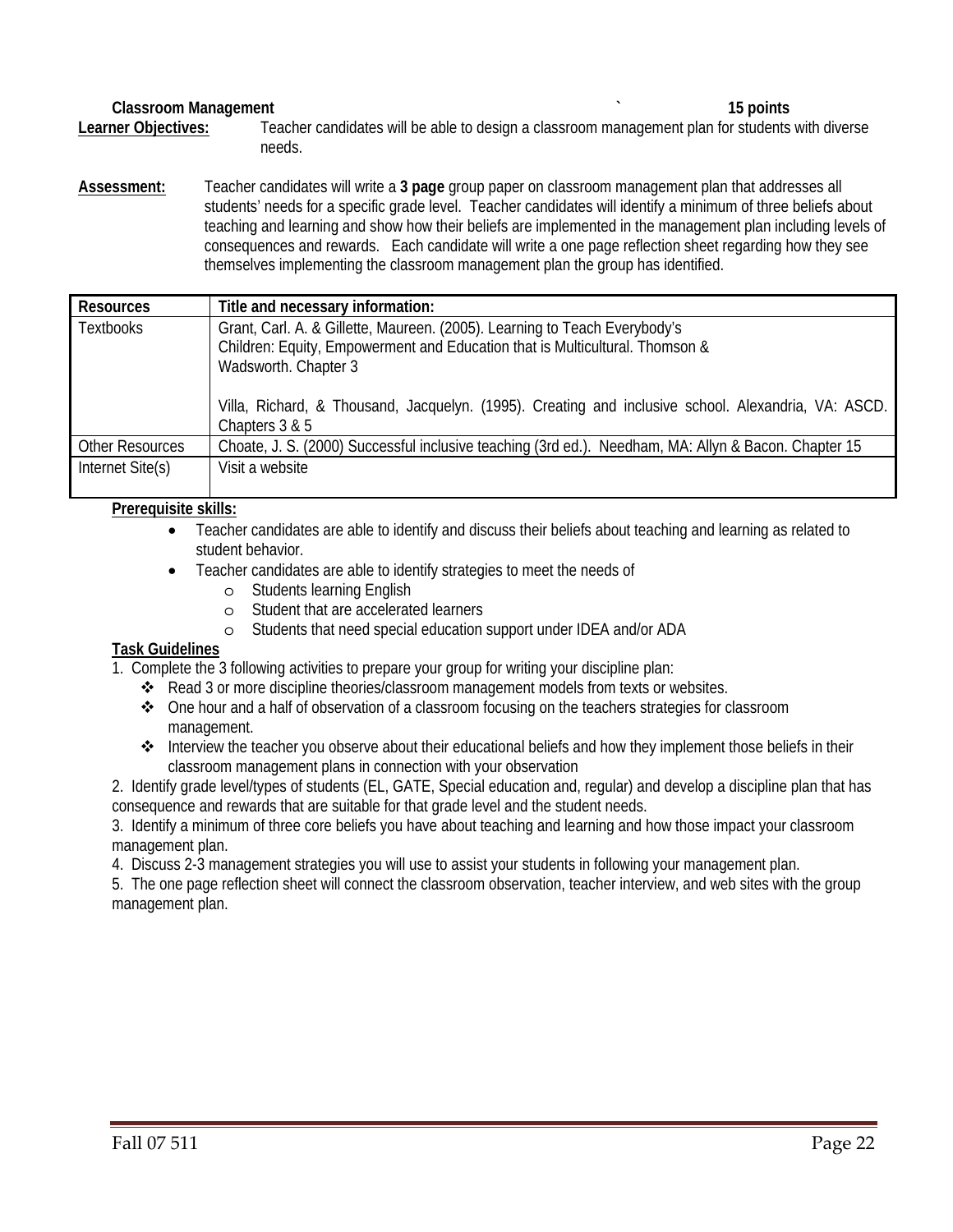**Classroom Management** ` **15 points**

**Learner Objectives:** Teacher candidates will be able to design a classroom management plan for students with diverse needs.

**Assessment:** Teacher candidates will write a **3 page** group paper on classroom management plan that addresses all students' needs for a specific grade level. Teacher candidates will identify a minimum of three beliefs about teaching and learning and show how their beliefs are implemented in the management plan including levels of consequences and rewards. Each candidate will write a one page reflection sheet regarding how they see themselves implementing the classroom management plan the group has identified.

| Resources | Title and necessary information: |
|---|---|
| Textbooks | Grant, Carl. A. & Gillette, Maureen. (2005). Learning to Teach Everybody's Children: Equity, Empowerment and Education that is Multicultural. Thomson & Wadsworth. Chapter 3<br><br>Villa, Richard, & Thousand, Jacquelyn. (1995). Creating and inclusive school. Alexandria, VA: ASCD. Chapters 3 & 5 |
| Other Resources | Choate, J. S. (2000) Successful inclusive teaching (3rd ed.). Needham, MA: Allyn & Bacon. Chapter 15 |
| Internet Site(s) | Visit a website |

**Prerequisite skills:**

- Teacher candidates are able to identify and discuss their beliefs about teaching and learning as related to student behavior.
- Teacher candidates are able to identify strategies to meet the needs of
  - Students learning English
  - Student that are accelerated learners
  - Students that need special education support under IDEA and/or ADA

**Task Guidelines**

1. Complete the 3 following activities to prepare your group for writing your discipline plan:
   - Read 3 or more discipline theories/classroom management models from texts or websites.
   - One hour and a half of observation of a classroom focusing on the teachers strategies for classroom management.
   - Interview the teacher you observe about their educational beliefs and how they implement those beliefs in their classroom management plans in connection with your observation
2. Identify grade level/types of students (EL, GATE, Special education and, regular) and develop a discipline plan that has consequence and rewards that are suitable for that grade level and the student needs.
3. Identify a minimum of three core beliefs you have about teaching and learning and how those impact your classroom management plan.
4. Discuss 2-3 management strategies you will use to assist your students in following your management plan.
5. The one page reflection sheet will connect the classroom observation, teacher interview, and web sites with the group management plan.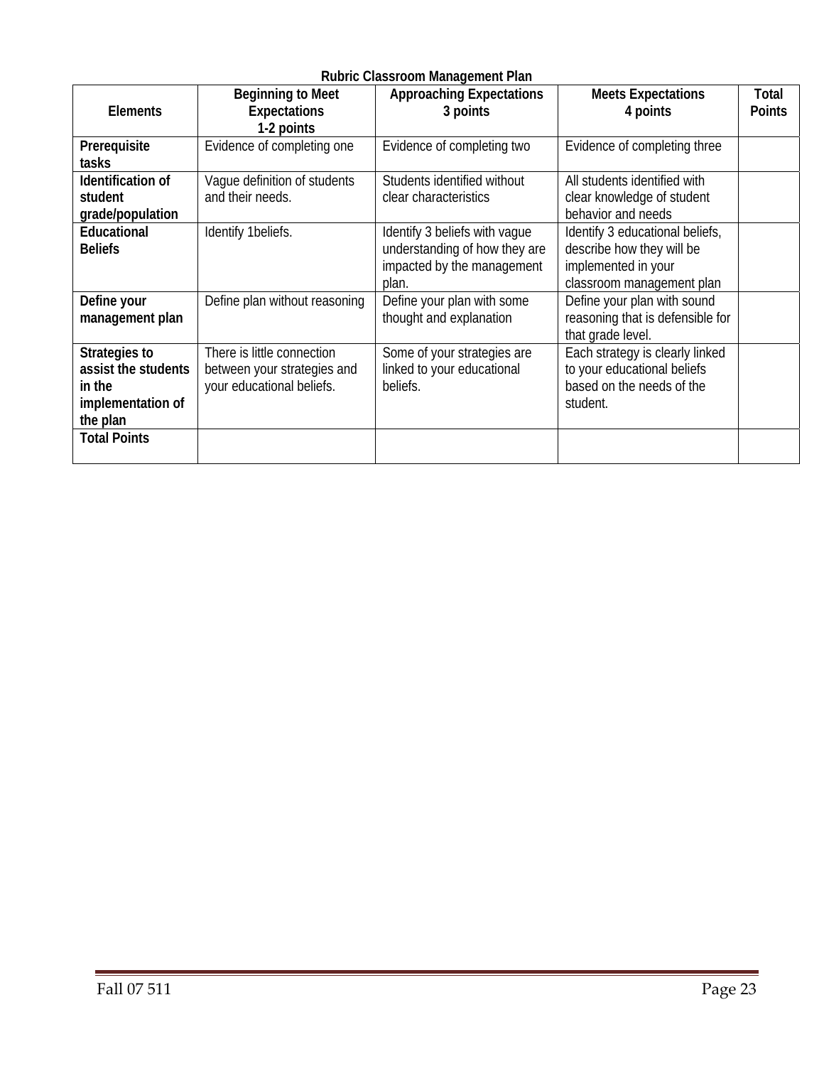**Rubric Classroom Management Plan**

| Elements | Beginning to Meet Expectations 1-2 points | Approaching Expectations 3 points | Meets Expectations 4 points | Total Points |
|---|---|---|---|---|
| **Prerequisite tasks** | Evidence of completing one | Evidence of completing two | Evidence of completing three | |
| **Identification of student grade/population** | Vague definition of students and their needs. | Students identified without clear characteristics | All students identified with clear knowledge of student behavior and needs | |
| **Educational Beliefs** | Identify 1beliefs. | Identify 3 beliefs with vague understanding of how they are impacted by the management plan. | Identify 3 educational beliefs, describe how they will be implemented in your classroom management plan | |
| **Define your management plan** | Define plan without reasoning | Define your plan with some thought and explanation | Define your plan with sound reasoning that is defensible for that grade level. | |
| **Strategies to assist the students in the implementation of the plan** | There is little connection between your strategies and your educational beliefs. | Some of your strategies are linked to your educational beliefs. | Each strategy is clearly linked to your educational beliefs based on the needs of the student. | |
| **Total Points** | | | | |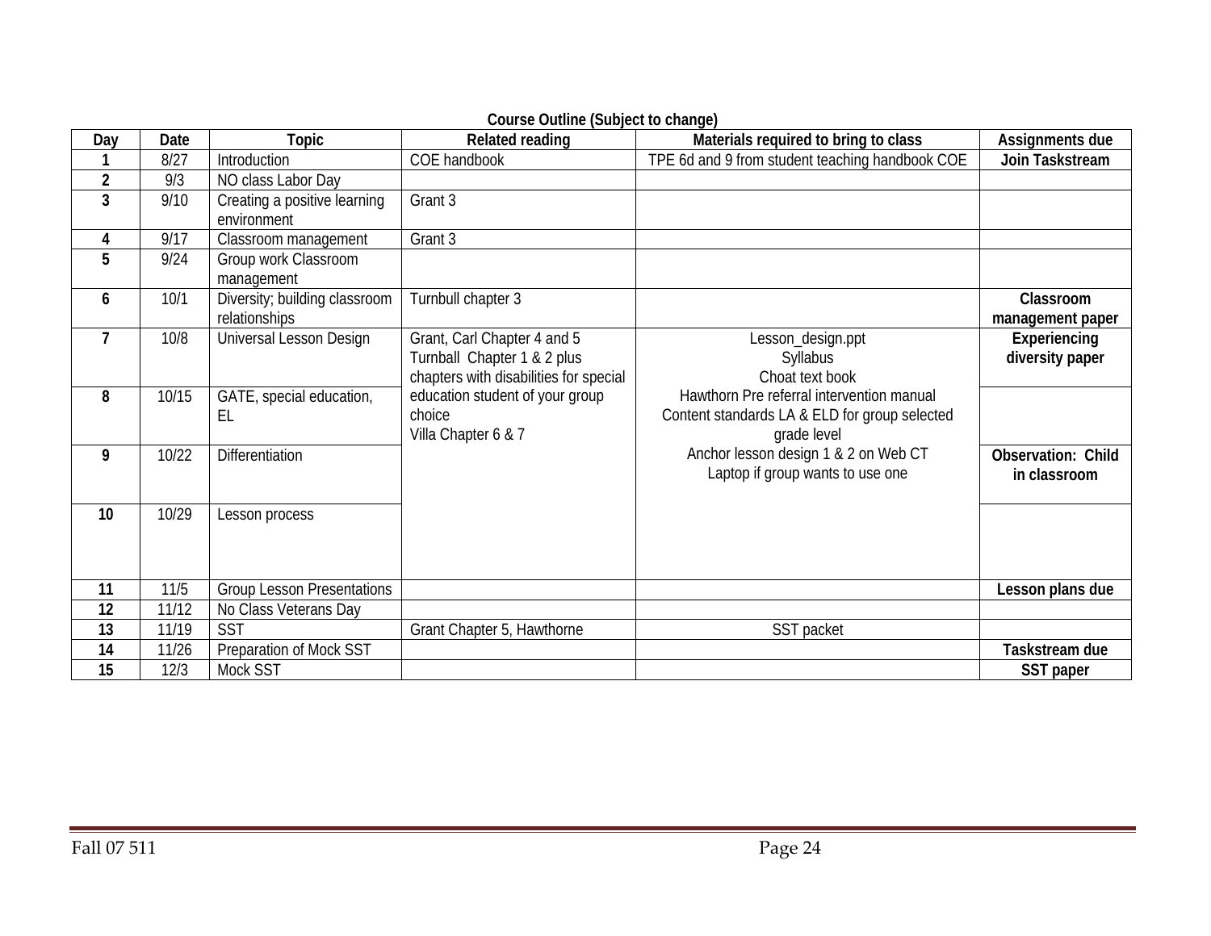**Course Outline (Subject to change)**

| Day | Date | Topic | Related reading | Materials required to bring to class | Assignments due |
|---|---|---|---|---|---|
| **1** | 8/27 | Introduction | COE handbook | TPE 6d and 9 from student teaching handbook COE | **Join Taskstream** |
| **2** | 9/3 | NO class Labor Day | | | |
| **3** | 9/10 | Creating a positive learning environment | Grant 3 | | |
| **4** | 9/17 | Classroom management | Grant 3 | | |
| **5** | 9/24 | Group work Classroom management | | | |
| **6** | 10/1 | Diversity; building classroom relationships | Turnbull chapter 3 | | **Classroom management paper** |
| **7** | 10/8 | Universal Lesson Design | Grant, Carl Chapter 4 and 5<br>Turnball Chapter 1 & 2 plus chapters with disabilities for special education student of your group choice<br>Villa Chapter 6 & 7 | Lesson_design.ppt<br>Syllabus<br>Choat text book<br>Hawthorn Pre referral intervention manual<br>Content standards LA & ELD for group selected grade level<br>Anchor lesson design 1 & 2 on Web CT<br>Laptop if group wants to use one | **Experiencing diversity paper** |
| **8** | 10/15 | GATE, special education, EL | | | |
| **9** | 10/22 | Differentiation | | | **Observation: Child in classroom** |
| **10** | 10/29 | Lesson process | | | |
| **11** | 11/5 | Group Lesson Presentations | | | **Lesson plans due** |
| **12** | 11/12 | No Class Veterans Day | | | |
| **13** | 11/19 | SST | Grant Chapter 5, Hawthorne | SST packet | |
| **14** | 11/26 | Preparation of Mock SST | | | **Taskstream due** |
| **15** | 12/3 | Mock SST | | | **SST paper** |